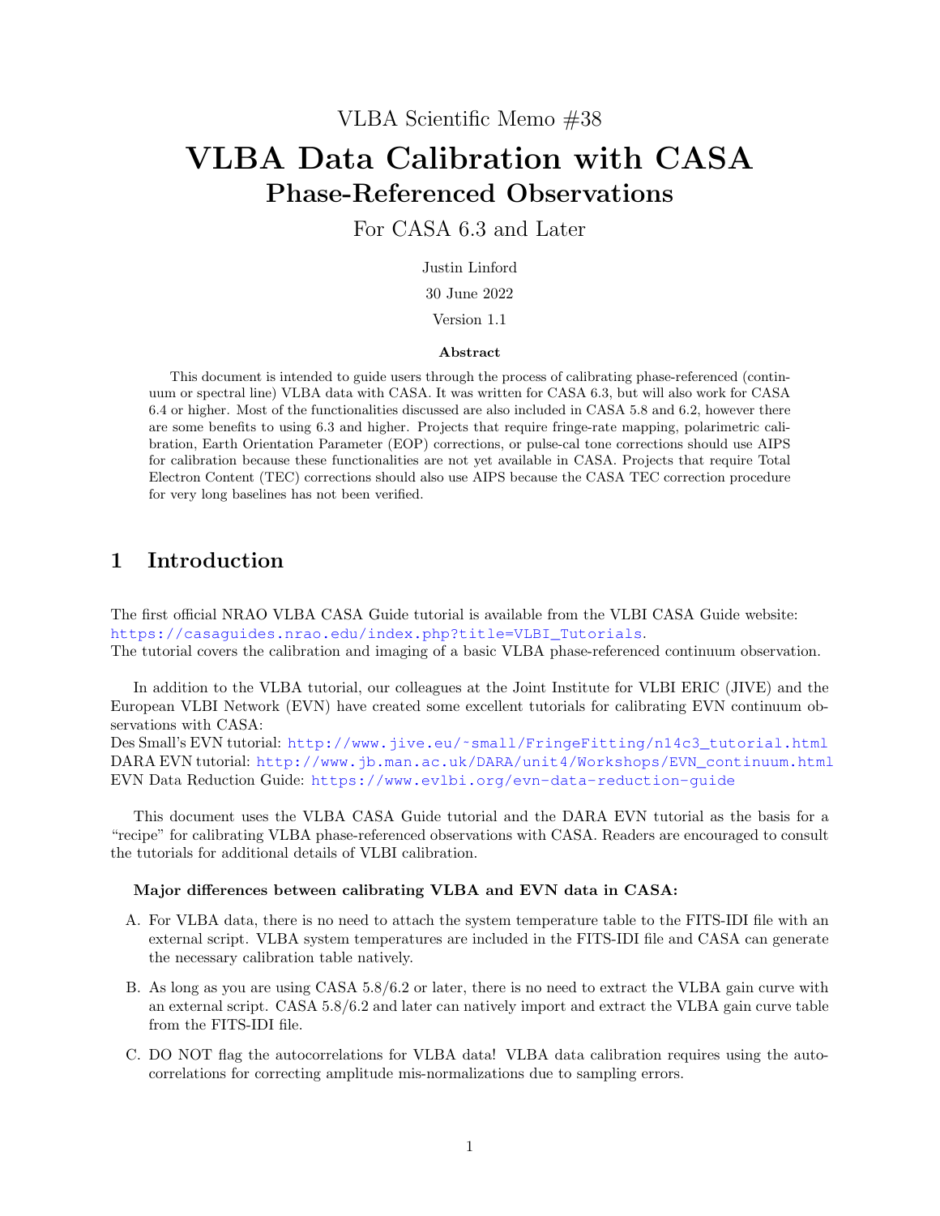VLBA Scientific Memo #38

# VLBA Data Calibration with CASA

## Phase-Referenced Observations

For CASA 6.3 and Later

Justin Linford

30 June 2022

Version 1.1

**Abstract**

This document is intended to guide users through the process of calibrating phase-referenced (continuum or spectral line) VLBA data with CASA. It was written for CASA 6.3, but will also work for CASA 6.4 or higher. Most of the functionalities discussed are also included in CASA 5.8 and 6.2, however there are some benefits to using 6.3 and higher. Projects that require fringe-rate mapping, polarimetric calibration, Earth Orientation Parameter (EOP) corrections, or pulse-cal tone corrections should use AIPS for calibration because these functionalities are not yet available in CASA. Projects that require Total Electron Content (TEC) corrections should also use AIPS because the CASA TEC correction procedure for very long baselines has not been verified.

## 1 Introduction

The first official NRAO VLBA CASA Guide tutorial is available from the VLBI CASA Guide website: https://casaguides.nrao.edu/index.php?title=VLBI_Tutorials.
The tutorial covers the calibration and imaging of a basic VLBA phase-referenced continuum observation.

In addition to the VLBA tutorial, our colleagues at the Joint Institute for VLBI ERIC (JIVE) and the European VLBI Network (EVN) have created some excellent tutorials for calibrating EVN continuum observations with CASA:
Des Small's EVN tutorial: http://www.jive.eu/~small/FringeFitting/n14c3_tutorial.html
DARA EVN tutorial: http://www.jb.man.ac.uk/DARA/unit4/Workshops/EVN_continuum.html
EVN Data Reduction Guide: https://www.evlbi.org/evn-data-reduction-guide

This document uses the VLBA CASA Guide tutorial and the DARA EVN tutorial as the basis for a "recipe" for calibrating VLBA phase-referenced observations with CASA. Readers are encouraged to consult the tutorials for additional details of VLBI calibration.

**Major differences between calibrating VLBA and EVN data in CASA:**

A. For VLBA data, there is no need to attach the system temperature table to the FITS-IDI file with an external script. VLBA system temperatures are included in the FITS-IDI file and CASA can generate the necessary calibration table natively.

B. As long as you are using CASA 5.8/6.2 or later, there is no need to extract the VLBA gain curve with an external script. CASA 5.8/6.2 and later can natively import and extract the VLBA gain curve table from the FITS-IDI file.

C. DO NOT flag the autocorrelations for VLBA data! VLBA data calibration requires using the autocorrelations for correcting amplitude mis-normalizations due to sampling errors.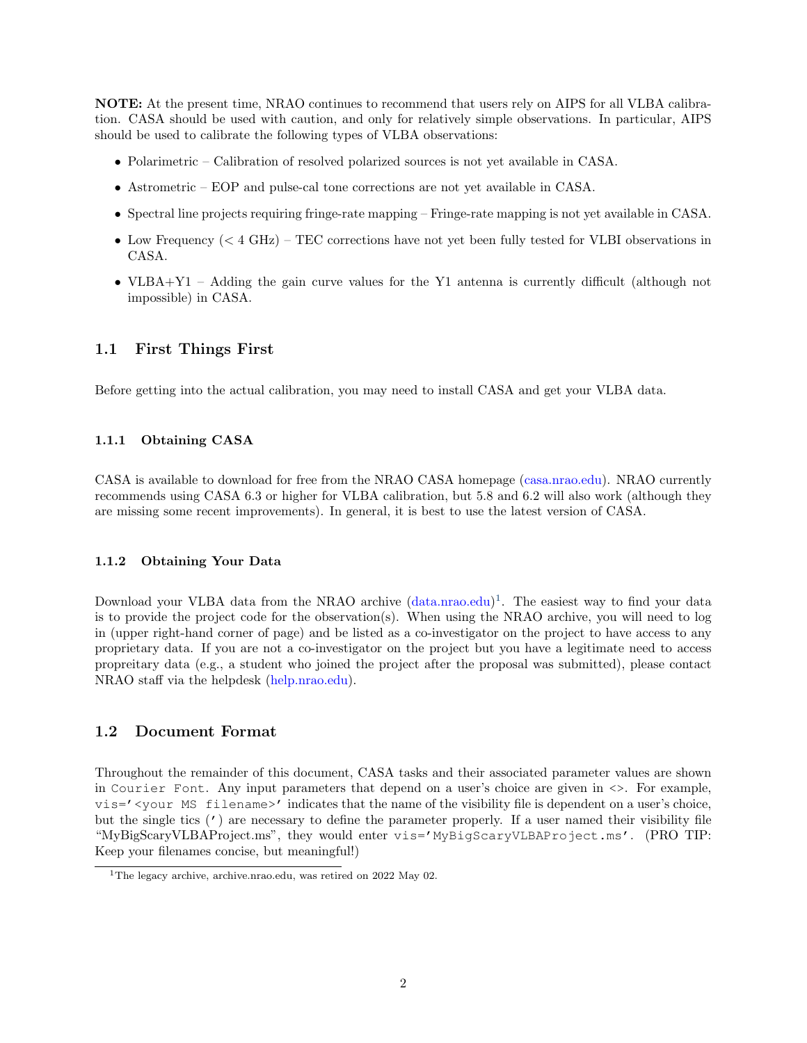**NOTE:** At the present time, NRAO continues to recommend that users rely on AIPS for all VLBA calibration. CASA should be used with caution, and only for relatively simple observations. In particular, AIPS should be used to calibrate the following types of VLBA observations:

- Polarimetric – Calibration of resolved polarized sources is not yet available in CASA.
- Astrometric – EOP and pulse-cal tone corrections are not yet available in CASA.
- Spectral line projects requiring fringe-rate mapping – Fringe-rate mapping is not yet available in CASA.
- Low Frequency (< 4 GHz) – TEC corrections have not yet been fully tested for VLBI observations in CASA.
- VLBA+Y1 – Adding the gain curve values for the Y1 antenna is currently difficult (although not impossible) in CASA.

## 1.1 First Things First

Before getting into the actual calibration, you may need to install CASA and get your VLBA data.

### 1.1.1 Obtaining CASA

CASA is available to download for free from the NRAO CASA homepage (casa.nrao.edu). NRAO currently recommends using CASA 6.3 or higher for VLBA calibration, but 5.8 and 6.2 will also work (although they are missing some recent improvements). In general, it is best to use the latest version of CASA.

### 1.1.2 Obtaining Your Data

Download your VLBA data from the NRAO archive (data.nrao.edu)[1]. The easiest way to find your data is to provide the project code for the observation(s). When using the NRAO archive, you will need to log in (upper right-hand corner of page) and be listed as a co-investigator on the project to have access to any proprietary data. If you are not a co-investigator on the project but you have a legitimate need to access propreitary data (e.g., a student who joined the project after the proposal was submitted), please contact NRAO staff via the helpdesk (help.nrao.edu).

## 1.2 Document Format

Throughout the remainder of this document, CASA tasks and their associated parameter values are shown in `Courier Font`. Any input parameters that depend on a user's choice are given in <>. For example, `vis='<your MS filename>'` indicates that the name of the visibility file is dependent on a user's choice, but the single tics (') are necessary to define the parameter properly. If a user named their visibility file "MyBigScaryVLBAProject.ms", they would enter `vis='MyBigScaryVLBAProject.ms'`. (PRO TIP: Keep your filenames concise, but meaningful!)

[1] The legacy archive, archive.nrao.edu, was retired on 2022 May 02.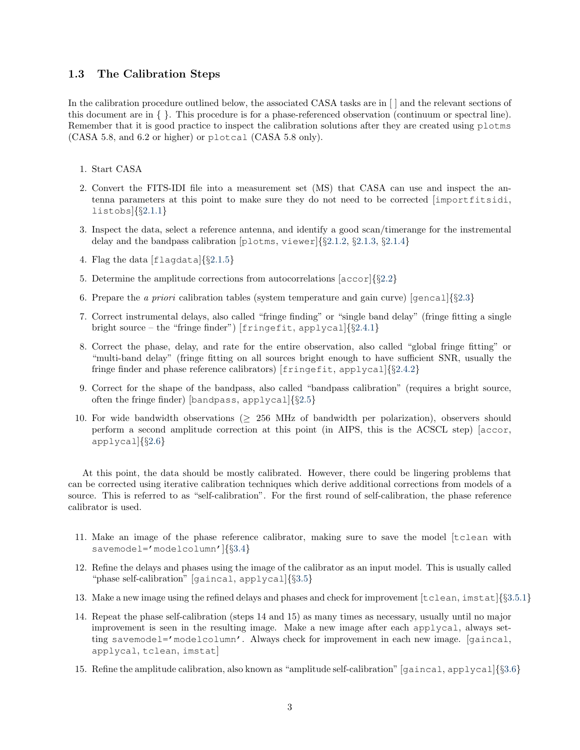### 1.3 The Calibration Steps

In the calibration procedure outlined below, the associated CASA tasks are in [ ] and the relevant sections of this document are in { }. This procedure is for a phase-referenced observation (continuum or spectral line). Remember that it is good practice to inspect the calibration solutions after they are created using `plotms` (CASA 5.8, and 6.2 or higher) or `plotcal` (CASA 5.8 only).

1. Start CASA
2. Convert the FITS-IDI file into a measurement set (MS) that CASA can use and inspect the antenna parameters at this point to make sure they do not need to be corrected [`importfitsidi`, `listobs`]{§2.1.1}
3. Inspect the data, select a reference antenna, and identify a good scan/timerange for the instremental delay and the bandpass calibration [`plotms`, `viewer`]{§2.1.2, §2.1.3, §2.1.4}
4. Flag the data [`flagdata`]{§2.1.5}
5. Determine the amplitude corrections from autocorrelations [`accor`]{§2.2}
6. Prepare the *a priori* calibration tables (system temperature and gain curve) [`gencal`]{§2.3}
7. Correct instrumental delays, also called "fringe finding" or "single band delay" (fringe fitting a single bright source – the "fringe finder") [`fringefit`, `applycal`]{§2.4.1}
8. Correct the phase, delay, and rate for the entire observation, also called "global fringe fitting" or "multi-band delay" (fringe fitting on all sources bright enough to have sufficient SNR, usually the fringe finder and phase reference calibrators) [`fringefit`, `applycal`]{§2.4.2}
9. Correct for the shape of the bandpass, also called "bandpass calibration" (requires a bright source, often the fringe finder) [`bandpass`, `applycal`]{§2.5}
10. For wide bandwidth observations ($\geq$ 256 MHz of bandwidth per polarization), observers should perform a second amplitude correction at this point (in AIPS, this is the ACSCL step) [`accor`, `applycal`]{§2.6}

At this point, the data should be mostly calibrated. However, there could be lingering problems that can be corrected using iterative calibration techniques which derive additional corrections from models of a source. This is referred to as "self-calibration". For the first round of self-calibration, the phase reference calibrator is used.

11. Make an image of the phase reference calibrator, making sure to save the model [`tclean` with `savemodel='modelcolumn'`]{§3.4}
12. Refine the delays and phases using the image of the calibrator as an input model. This is usually called "phase self-calibration" [`gaincal`, `applycal`]{§3.5}
13. Make a new image using the refined delays and phases and check for improvement [`tclean`, `imstat`]{§3.5.1}
14. Repeat the phase self-calibration (steps 14 and 15) as many times as necessary, usually until no major improvement is seen in the resulting image. Make a new image after each `applycal`, always setting `savemodel='modelcolumn'`. Always check for improvement in each new image. [`gaincal`, `applycal`, `tclean`, `imstat`]
15. Refine the amplitude calibration, also known as "amplitude self-calibration" [`gaincal`, `applycal`]{§3.6}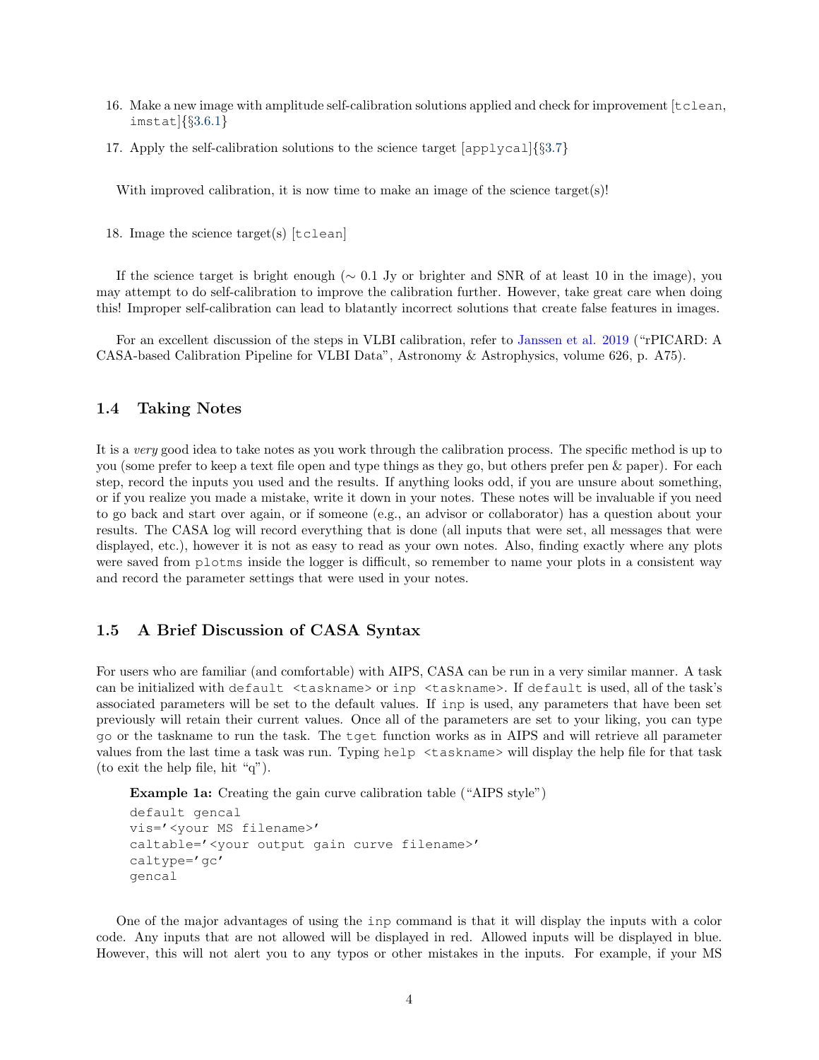16. Make a new image with amplitude self-calibration solutions applied and check for improvement [tclean, imstat]{§3.6.1}

17. Apply the self-calibration solutions to the science target [applycal]{§3.7}

With improved calibration, it is now time to make an image of the science target(s)!

18. Image the science target(s) [tclean]

If the science target is bright enough (∼ 0.1 Jy or brighter and SNR of at least 10 in the image), you may attempt to do self-calibration to improve the calibration further. However, take great care when doing this! Improper self-calibration can lead to blatantly incorrect solutions that create false features in images.

For an excellent discussion of the steps in VLBI calibration, refer to Janssen et al. 2019 ("rPICARD: A CASA-based Calibration Pipeline for VLBI Data", Astronomy & Astrophysics, volume 626, p. A75).

## 1.4 Taking Notes

It is a *very* good idea to take notes as you work through the calibration process. The specific method is up to you (some prefer to keep a text file open and type things as they go, but others prefer pen & paper). For each step, record the inputs you used and the results. If anything looks odd, if you are unsure about something, or if you realize you made a mistake, write it down in your notes. These notes will be invaluable if you need to go back and start over again, or if someone (e.g., an advisor or collaborator) has a question about your results. The CASA log will record everything that is done (all inputs that were set, all messages that were displayed, etc.), however it is not as easy to read as your own notes. Also, finding exactly where any plots were saved from `plotms` inside the logger is difficult, so remember to name your plots in a consistent way and record the parameter settings that were used in your notes.

## 1.5 A Brief Discussion of CASA Syntax

For users who are familiar (and comfortable) with AIPS, CASA can be run in a very similar manner. A task can be initialized with `default <taskname>` or `inp <taskname>`. If `default` is used, all of the task's associated parameters will be set to the default values. If `inp` is used, any parameters that have been set previously will retain their current values. Once all of the parameters are set to your liking, you can type `go` or the taskname to run the task. The `tget` function works as in AIPS and will retrieve all parameter values from the last time a task was run. Typing `help <taskname>` will display the help file for that task (to exit the help file, hit "q").

**Example 1a:** Creating the gain curve calibration table ("AIPS style")

```
default gencal
vis='<your MS filename>'
caltable='<your output gain curve filename>'
caltype='gc'
gencal
```

One of the major advantages of using the `inp` command is that it will display the inputs with a color code. Any inputs that are not allowed will be displayed in red. Allowed inputs will be displayed in blue. However, this will not alert you to any typos or other mistakes in the inputs. For example, if your MS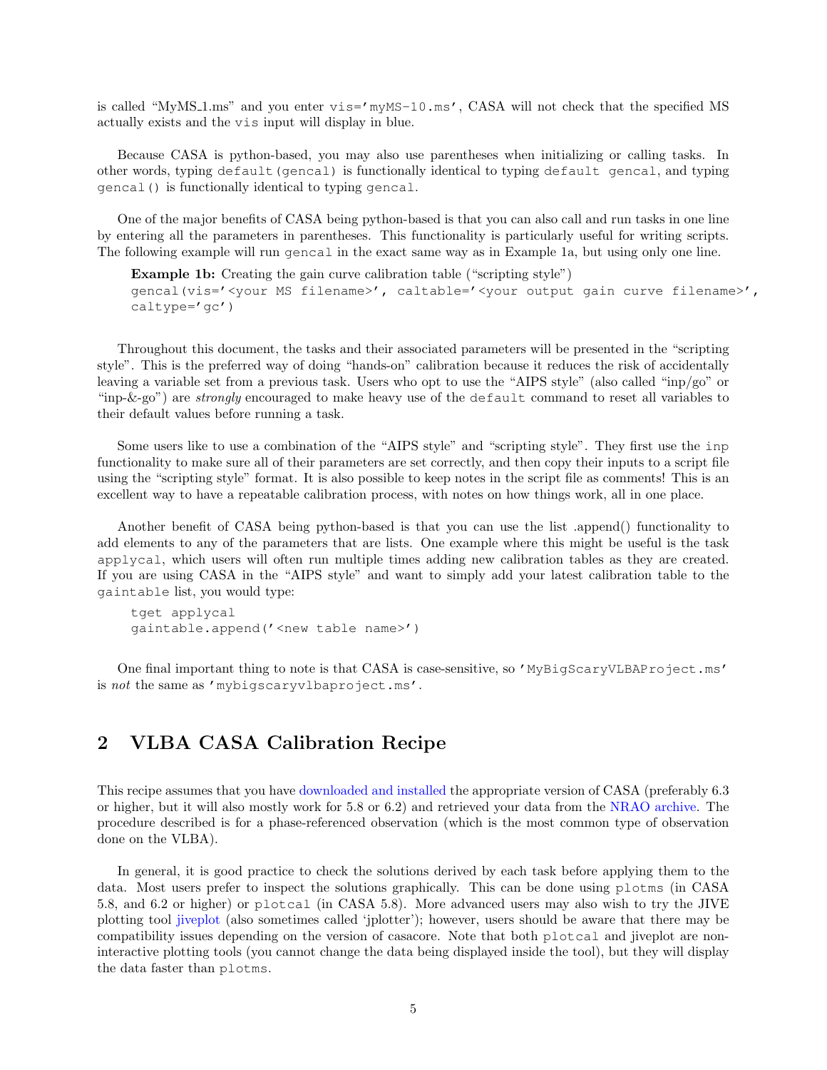is called "MyMS_1.ms" and you enter `vis='myMS-10.ms'`, CASA will not check that the specified MS actually exists and the `vis` input will display in blue.

Because CASA is python-based, you may also use parentheses when initializing or calling tasks. In other words, typing `default(gencal)` is functionally identical to typing `default gencal`, and typing `gencal()` is functionally identical to typing `gencal`.

One of the major benefits of CASA being python-based is that you can also call and run tasks in one line by entering all the parameters in parentheses. This functionality is particularly useful for writing scripts. The following example will run `gencal` in the exact same way as in Example 1a, but using only one line.

**Example 1b:** Creating the gain curve calibration table ("scripting style")

```
gencal(vis='<your MS filename>', caltable='<your output gain curve filename>',
caltype='gc')
```

Throughout this document, the tasks and their associated parameters will be presented in the "scripting style". This is the preferred way of doing "hands-on" calibration because it reduces the risk of accidentally leaving a variable set from a previous task. Users who opt to use the "AIPS style" (also called "inp/go" or "inp-&-go") are *strongly* encouraged to make heavy use of the `default` command to reset all variables to their default values before running a task.

Some users like to use a combination of the "AIPS style" and "scripting style". They first use the `inp` functionality to make sure all of their parameters are set correctly, and then copy their inputs to a script file using the "scripting style" format. It is also possible to keep notes in the script file as comments! This is an excellent way to have a repeatable calibration process, with notes on how things work, all in one place.

Another benefit of CASA being python-based is that you can use the list .append() functionality to add elements to any of the parameters that are lists. One example where this might be useful is the task `applycal`, which users will often run multiple times adding new calibration tables as they are created. If you are using CASA in the "AIPS style" and want to simply add your latest calibration table to the `gaintable` list, you would type:

```
tget applycal
gaintable.append('<new table name>')
```

One final important thing to note is that CASA is case-sensitive, so `'MyBigScaryVLBAProject.ms'` is *not* the same as `'mybigscaryvlbaproject.ms'`.

## 2 VLBA CASA Calibration Recipe

This recipe assumes that you have downloaded and installed the appropriate version of CASA (preferably 6.3 or higher, but it will also mostly work for 5.8 or 6.2) and retrieved your data from the NRAO archive. The procedure described is for a phase-referenced observation (which is the most common type of observation done on the VLBA).

In general, it is good practice to check the solutions derived by each task before applying them to the data. Most users prefer to inspect the solutions graphically. This can be done using `plotms` (in CASA 5.8, and 6.2 or higher) or `plotcal` (in CASA 5.8). More advanced users may also wish to try the JIVE plotting tool jiveplot (also sometimes called 'jplotter'); however, users should be aware that there may be compatibility issues depending on the version of casacore. Note that both `plotcal` and jiveplot are non-interactive plotting tools (you cannot change the data being displayed inside the tool), but they will display the data faster than `plotms`.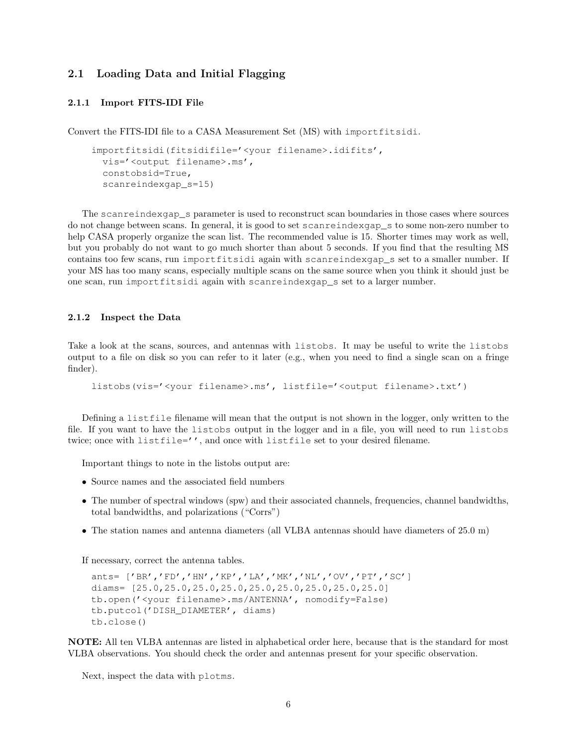## 2.1 Loading Data and Initial Flagging

### 2.1.1 Import FITS-IDI File

Convert the FITS-IDI file to a CASA Measurement Set (MS) with `importfitsidi`.

```
importfitsidi(fitsidifile='<your filename>.idifits',
  vis='<output filename>.ms',
  constobsid=True,
  scanreindexgap_s=15)
```

The `scanreindexgap_s` parameter is used to reconstruct scan boundaries in those cases where sources do not change between scans. In general, it is good to set `scanreindexgap_s` to some non-zero number to help CASA properly organize the scan list. The recommended value is 15. Shorter times may work as well, but you probably do not want to go much shorter than about 5 seconds. If you find that the resulting MS contains too few scans, run `importfitsidi` again with `scanreindexgap_s` set to a smaller number. If your MS has too many scans, especially multiple scans on the same source when you think it should just be one scan, run `importfitsidi` again with `scanreindexgap_s` set to a larger number.

### 2.1.2 Inspect the Data

Take a look at the scans, sources, and antennas with `listobs`. It may be useful to write the `listobs` output to a file on disk so you can refer to it later (e.g., when you need to find a single scan on a fringe finder).

```
listobs(vis='<your filename>.ms', listfile='<output filename>.txt')
```

Defining a `listfile` filename will mean that the output is not shown in the logger, only written to the file. If you want to have the `listobs` output in the logger and in a file, you will need to run `listobs` twice; once with `listfile=''`, and once with `listfile` set to your desired filename.

Important things to note in the listobs output are:

- Source names and the associated field numbers
- The number of spectral windows (spw) and their associated channels, frequencies, channel bandwidths, total bandwidths, and polarizations ("Corrs")
- The station names and antenna diameters (all VLBA antennas should have diameters of 25.0 m)

If necessary, correct the antenna tables.

```
ants= ['BR','FD','HN','KP','LA','MK','NL','OV','PT','SC']
diams= [25.0,25.0,25.0,25.0,25.0,25.0,25.0,25.0,25.0,25.0]
tb.open('<your filename>.ms/ANTENNA', nomodify=False)
tb.putcol('DISH_DIAMETER', diams)
tb.close()
```

**NOTE:** All ten VLBA antennas are listed in alphabetical order here, because that is the standard for most VLBA observations. You should check the order and antennas present for your specific observation.

Next, inspect the data with `plotms`.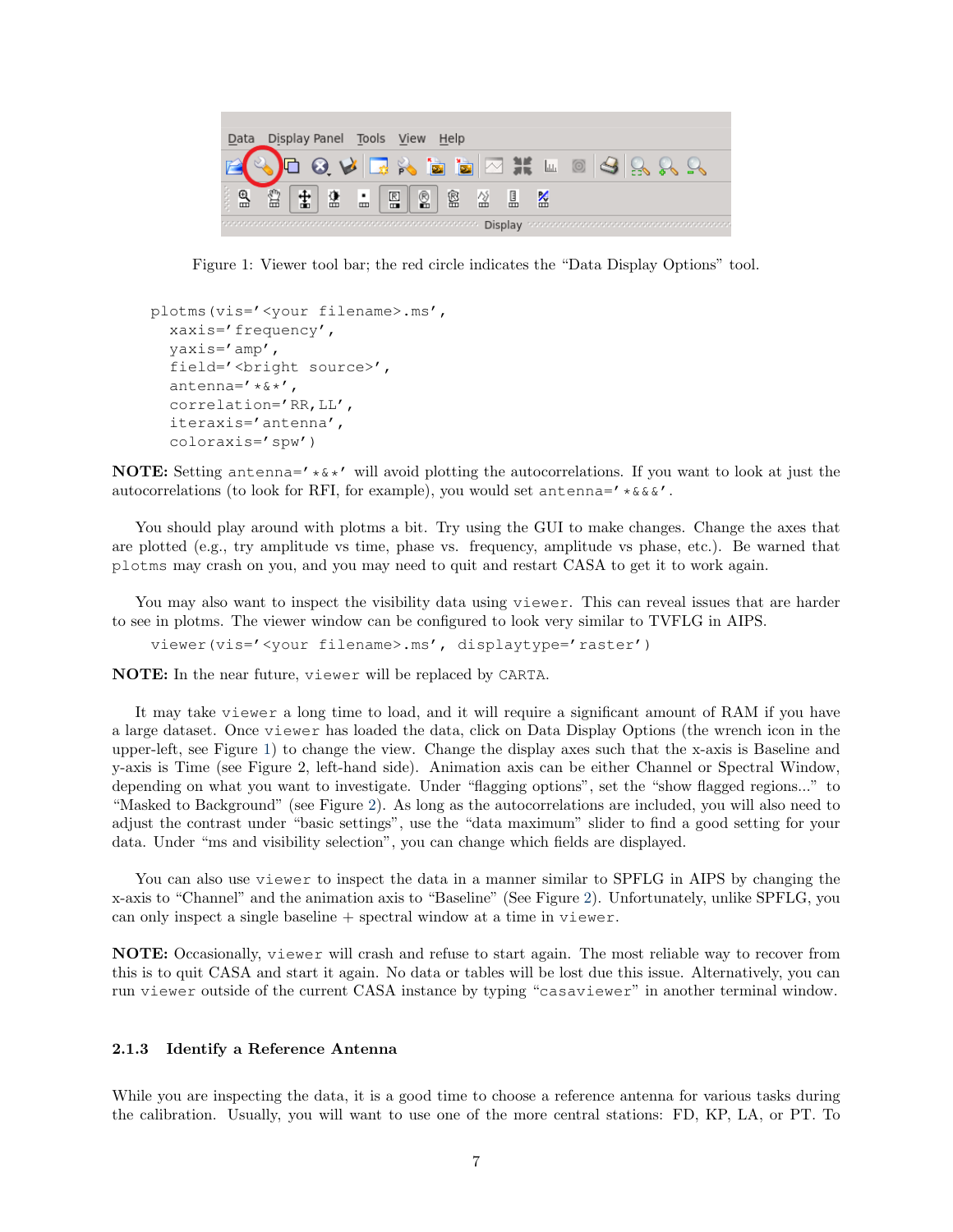Figure 1: Viewer tool bar; the red circle indicates the "Data Display Options" tool.

```
plotms(vis='<your filename>.ms',
  xaxis='frequency',
  yaxis='amp',
  field='<bright source>',
  antenna='*&*',
  correlation='RR,LL',
  iteraxis='antenna',
  coloraxis='spw')
```

**NOTE:** Setting antenna='*&*' will avoid plotting the autocorrelations. If you want to look at just the autocorrelations (to look for RFI, for example), you would set antenna='*&&&'.

You should play around with plotms a bit. Try using the GUI to make changes. Change the axes that are plotted (e.g., try amplitude vs time, phase vs. frequency, amplitude vs phase, etc.). Be warned that plotms may crash on you, and you may need to quit and restart CASA to get it to work again.

You may also want to inspect the visibility data using viewer. This can reveal issues that are harder to see in plotms. The viewer window can be configured to look very similar to TVFLG in AIPS.

```
viewer(vis='<your filename>.ms', displaytype='raster')
```

**NOTE:** In the near future, viewer will be replaced by CARTA.

It may take viewer a long time to load, and it will require a significant amount of RAM if you have a large dataset. Once viewer has loaded the data, click on Data Display Options (the wrench icon in the upper-left, see Figure 1) to change the view. Change the display axes such that the x-axis is Baseline and y-axis is Time (see Figure 2, left-hand side). Animation axis can be either Channel or Spectral Window, depending on what you want to investigate. Under "flagging options", set the "show flagged regions..." to "Masked to Background" (see Figure 2). As long as the autocorrelations are included, you will also need to adjust the contrast under "basic settings", use the "data maximum" slider to find a good setting for your data. Under "ms and visibility selection", you can change which fields are displayed.

You can also use viewer to inspect the data in a manner similar to SPFLG in AIPS by changing the x-axis to "Channel" and the animation axis to "Baseline" (See Figure 2). Unfortunately, unlike SPFLG, you can only inspect a single baseline + spectral window at a time in viewer.

**NOTE:** Occasionally, viewer will crash and refuse to start again. The most reliable way to recover from this is to quit CASA and start it again. No data or tables will be lost due this issue. Alternatively, you can run viewer outside of the current CASA instance by typing "casaviewer" in another terminal window.

### 2.1.3 Identify a Reference Antenna

While you are inspecting the data, it is a good time to choose a reference antenna for various tasks during the calibration. Usually, you will want to use one of the more central stations: FD, KP, LA, or PT. To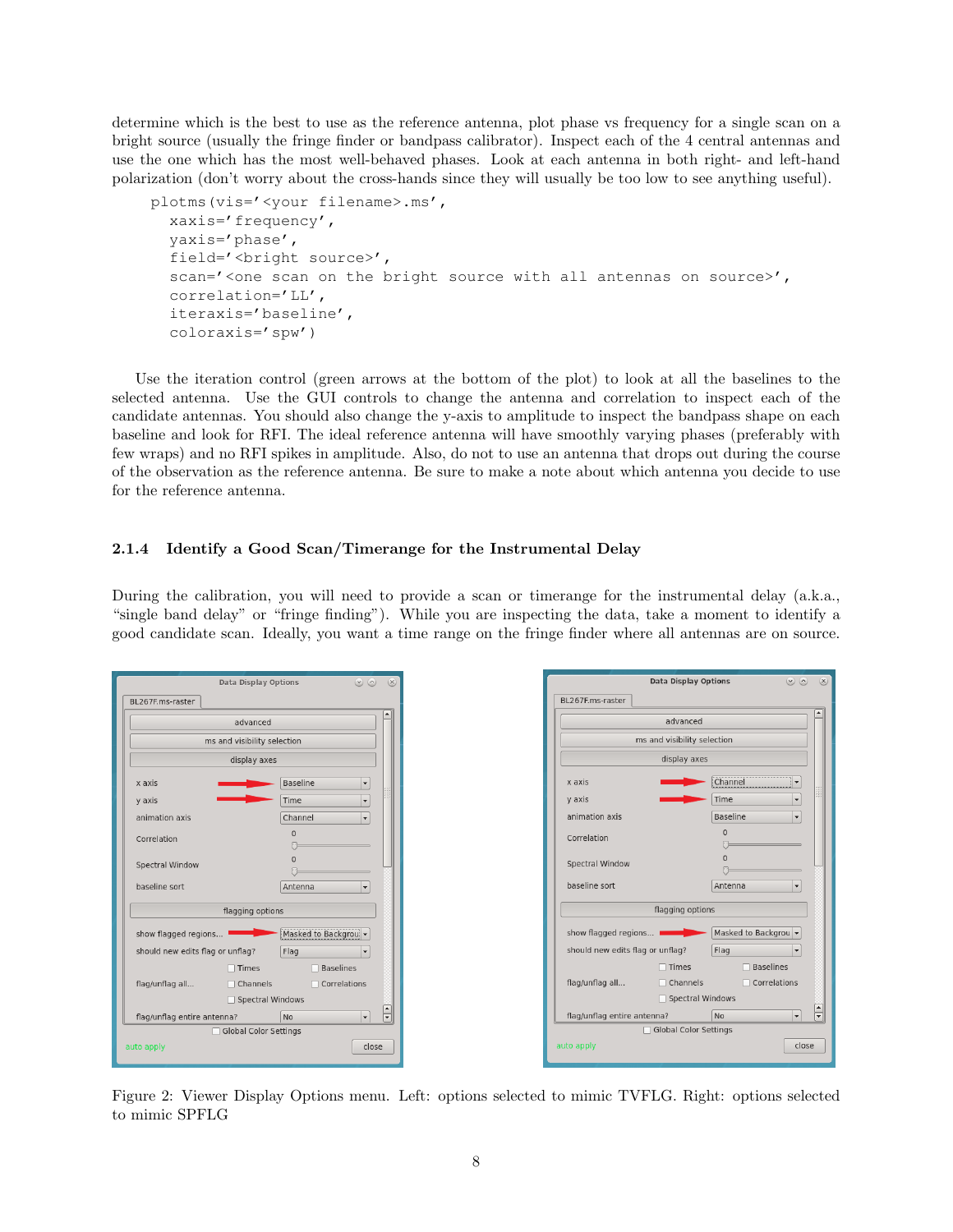determine which is the best to use as the reference antenna, plot phase vs frequency for a single scan on a bright source (usually the fringe finder or bandpass calibrator). Inspect each of the 4 central antennas and use the one which has the most well-behaved phases. Look at each antenna in both right- and left-hand polarization (don't worry about the cross-hands since they will usually be too low to see anything useful).

```
plotms(vis='<your filename>.ms',
  xaxis='frequency',
  yaxis='phase',
  field='<bright source>',
  scan='<one scan on the bright source with all antennas on source>',
  correlation='LL',
  iteraxis='baseline',
  coloraxis='spw')
```

Use the iteration control (green arrows at the bottom of the plot) to look at all the baselines to the selected antenna. Use the GUI controls to change the antenna and correlation to inspect each of the candidate antennas. You should also change the y-axis to amplitude to inspect the bandpass shape on each baseline and look for RFI. The ideal reference antenna will have smoothly varying phases (preferably with few wraps) and no RFI spikes in amplitude. Also, do not to use an antenna that drops out during the course of the observation as the reference antenna. Be sure to make a note about which antenna you decide to use for the reference antenna.

### 2.1.4 Identify a Good Scan/Timerange for the Instrumental Delay

During the calibration, you will need to provide a scan or timerange for the instrumental delay (a.k.a., "single band delay" or "fringe finding"). While you are inspecting the data, take a moment to identify a good candidate scan. Ideally, you want a time range on the fringe finder where all antennas are on source.

Figure 2: Viewer Display Options menu. Left: options selected to mimic TVFLG. Right: options selected to mimic SPFLG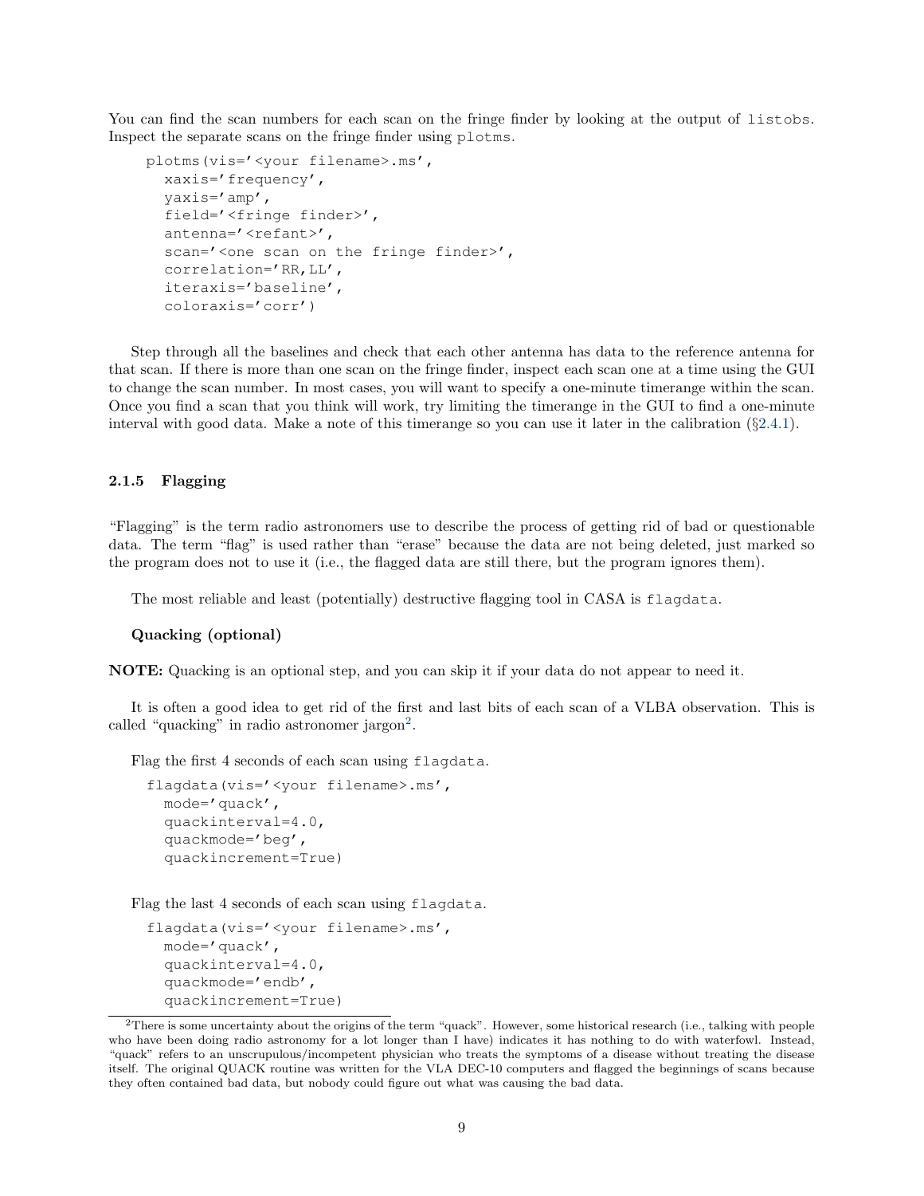You can find the scan numbers for each scan on the fringe finder by looking at the output of listobs. Inspect the separate scans on the fringe finder using plotms.

```
plotms(vis='<your filename>.ms',
  xaxis='frequency',
  yaxis='amp',
  field='<fringe finder>',
  antenna='<refant>',
  scan='<one scan on the fringe finder>',
  correlation='RR,LL',
  iteraxis='baseline',
  coloraxis='corr')
```

Step through all the baselines and check that each other antenna has data to the reference antenna for that scan. If there is more than one scan on the fringe finder, inspect each scan one at a time using the GUI to change the scan number. In most cases, you will want to specify a one-minute timerange within the scan. Once you find a scan that you think will work, try limiting the timerange in the GUI to find a one-minute interval with good data. Make a note of this timerange so you can use it later in the calibration (§2.4.1).

### 2.1.5 Flagging

"Flagging" is the term radio astronomers use to describe the process of getting rid of bad or questionable data. The term "flag" is used rather than "erase" because the data are not being deleted, just marked so the program does not to use it (i.e., the flagged data are still there, but the program ignores them).

The most reliable and least (potentially) destructive flagging tool in CASA is flagdata.

**Quacking (optional)**

**NOTE:** Quacking is an optional step, and you can skip it if your data do not appear to need it.

It is often a good idea to get rid of the first and last bits of each scan of a VLBA observation. This is called "quacking" in radio astronomer jargon[2].

Flag the first 4 seconds of each scan using flagdata.

```
flagdata(vis='<your filename>.ms',
  mode='quack',
  quackinterval=4.0,
  quackmode='beg',
  quackincrement=True)
```

Flag the last 4 seconds of each scan using flagdata.

```
flagdata(vis='<your filename>.ms',
  mode='quack',
  quackinterval=4.0,
  quackmode='endb',
  quackincrement=True)
```

[2]There is some uncertainty about the origins of the term "quack". However, some historical research (i.e., talking with people who have been doing radio astronomy for a lot longer than I have) indicates it has nothing to do with waterfowl. Instead, "quack" refers to an unscrupulous/incompetent physician who treats the symptoms of a disease without treating the disease itself. The original QUACK routine was written for the VLA DEC-10 computers and flagged the beginnings of scans because they often contained bad data, but nobody could figure out what was causing the bad data.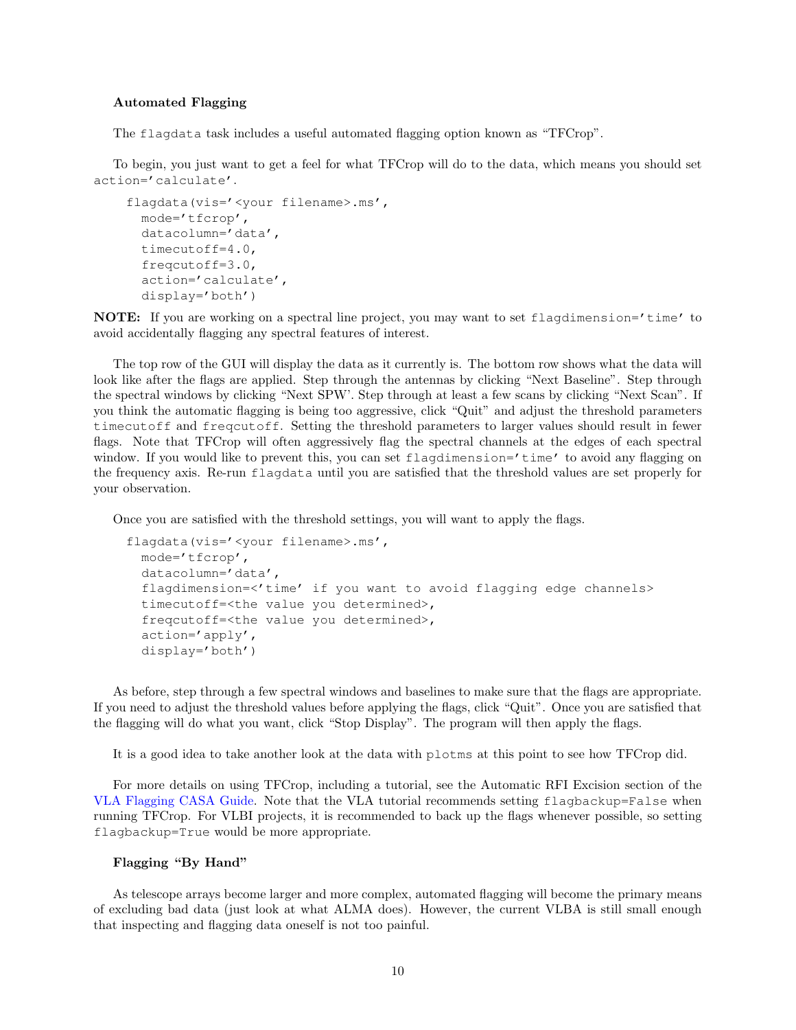### Automated Flagging

The flagdata task includes a useful automated flagging option known as “TFCrop”.

To begin, you just want to get a feel for what TFCrop will do to the data, which means you should set action='calculate'.

```
flagdata(vis='<your filename>.ms',
  mode='tfcrop',
  datacolumn='data',
  timecutoff=4.0,
  freqcutoff=3.0,
  action='calculate',
  display='both')
```

**NOTE:** If you are working on a spectral line project, you may want to set flagdimension='time' to avoid accidentally flagging any spectral features of interest.

The top row of the GUI will display the data as it currently is. The bottom row shows what the data will look like after the flags are applied. Step through the antennas by clicking “Next Baseline”. Step through the spectral windows by clicking “Next SPW’. Step through at least a few scans by clicking “Next Scan”. If you think the automatic flagging is being too aggressive, click “Quit” and adjust the threshold parameters timecutoff and freqcutoff. Setting the threshold parameters to larger values should result in fewer flags. Note that TFCrop will often aggressively flag the spectral channels at the edges of each spectral window. If you would like to prevent this, you can set flagdimension='time' to avoid any flagging on the frequency axis. Re-run flagdata until you are satisfied that the threshold values are set properly for your observation.

Once you are satisfied with the threshold settings, you will want to apply the flags.

```
flagdata(vis='<your filename>.ms',
  mode='tfcrop',
  datacolumn='data',
  flagdimension=<'time' if you want to avoid flagging edge channels>
  timecutoff=<the value you determined>,
  freqcutoff=<the value you determined>,
  action='apply',
  display='both')
```

As before, step through a few spectral windows and baselines to make sure that the flags are appropriate. If you need to adjust the threshold values before applying the flags, click “Quit”. Once you are satisfied that the flagging will do what you want, click “Stop Display”. The program will then apply the flags.

It is a good idea to take another look at the data with plotms at this point to see how TFCrop did.

For more details on using TFCrop, including a tutorial, see the Automatic RFI Excision section of the VLA Flagging CASA Guide. Note that the VLA tutorial recommends setting flagbackup=False when running TFCrop. For VLBI projects, it is recommended to back up the flags whenever possible, so setting flagbackup=True would be more appropriate.

### Flagging “By Hand”

As telescope arrays become larger and more complex, automated flagging will become the primary means of excluding bad data (just look at what ALMA does). However, the current VLBA is still small enough that inspecting and flagging data oneself is not too painful.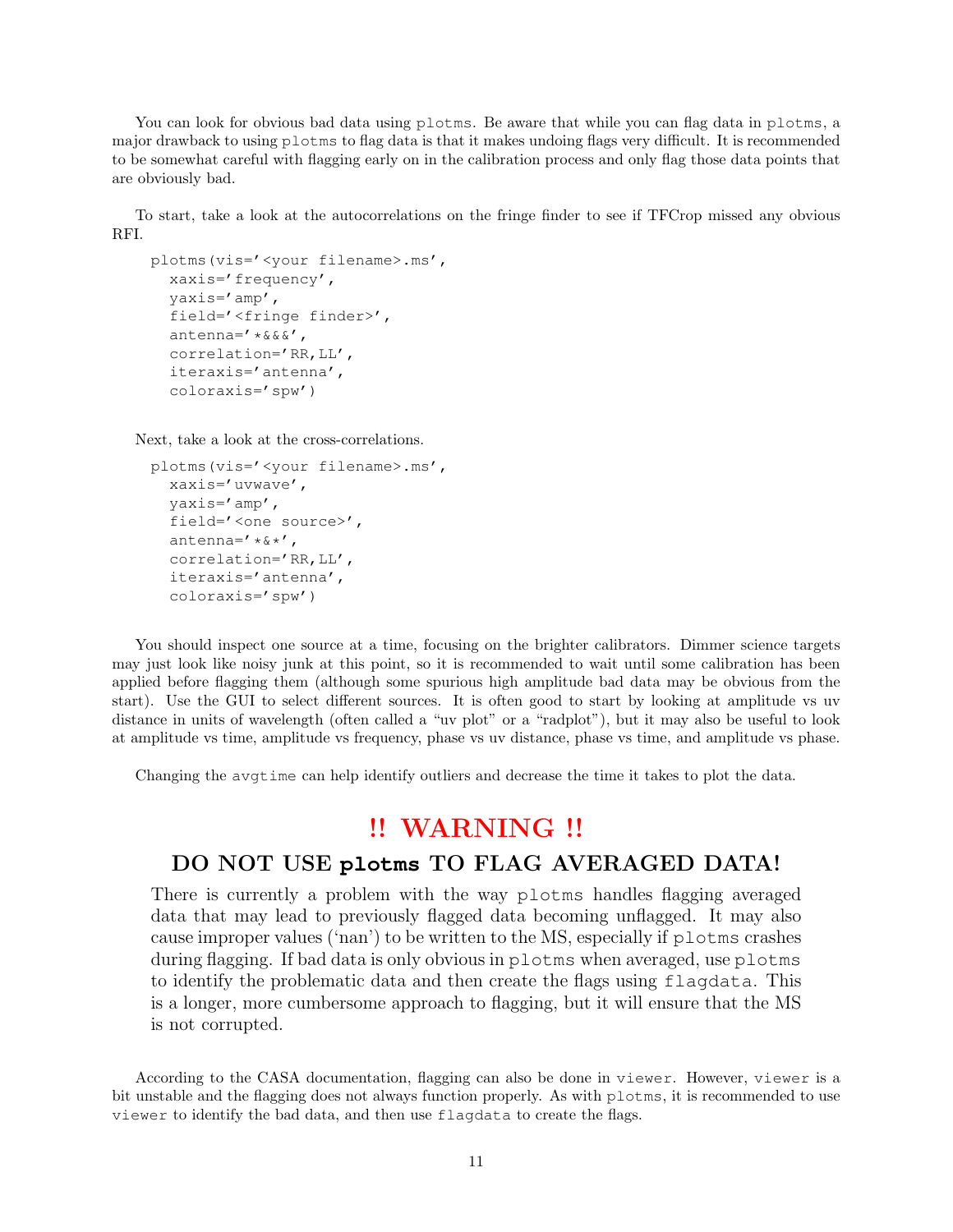You can look for obvious bad data using `plotms`. Be aware that while you can flag data in `plotms`, a major drawback to using `plotms` to flag data is that it makes undoing flags very difficult. It is recommended to be somewhat careful with flagging early on in the calibration process and only flag those data points that are obviously bad.

To start, take a look at the autocorrelations on the fringe finder to see if TFCrop missed any obvious RFI.

```
plotms(vis='<your filename>.ms',
  xaxis='frequency',
  yaxis='amp',
  field='<fringe finder>',
  antenna='*&&&',
  correlation='RR,LL',
  iteraxis='antenna',
  coloraxis='spw')
```

Next, take a look at the cross-correlations.

```
plotms(vis='<your filename>.ms',
  xaxis='uvwave',
  yaxis='amp',
  field='<one source>',
  antenna='*&*',
  correlation='RR,LL',
  iteraxis='antenna',
  coloraxis='spw')
```

You should inspect one source at a time, focusing on the brighter calibrators. Dimmer science targets may just look like noisy junk at this point, so it is recommended to wait until some calibration has been applied before flagging them (although some spurious high amplitude bad data may be obvious from the start). Use the GUI to select different sources. It is often good to start by looking at amplitude vs uv distance in units of wavelength (often called a "uv plot" or a "radplot"), but it may also be useful to look at amplitude vs time, amplitude vs frequency, phase vs uv distance, phase vs time, and amplitude vs phase.

Changing the `avgtime` can help identify outliers and decrease the time it takes to plot the data.

## !! WARNING !!

### DO NOT USE `plotms` TO FLAG AVERAGED DATA!

There is currently a problem with the way `plotms` handles flagging averaged data that may lead to previously flagged data becoming unflagged. It may also cause improper values ('nan') to be written to the MS, especially if `plotms` crashes during flagging. If bad data is only obvious in `plotms` when averaged, use `plotms` to identify the problematic data and then create the flags using `flagdata`. This is a longer, more cumbersome approach to flagging, but it will ensure that the MS is not corrupted.

According to the CASA documentation, flagging can also be done in `viewer`. However, `viewer` is a bit unstable and the flagging does not always function properly. As with `plotms`, it is recommended to use `viewer` to identify the bad data, and then use `flagdata` to create the flags.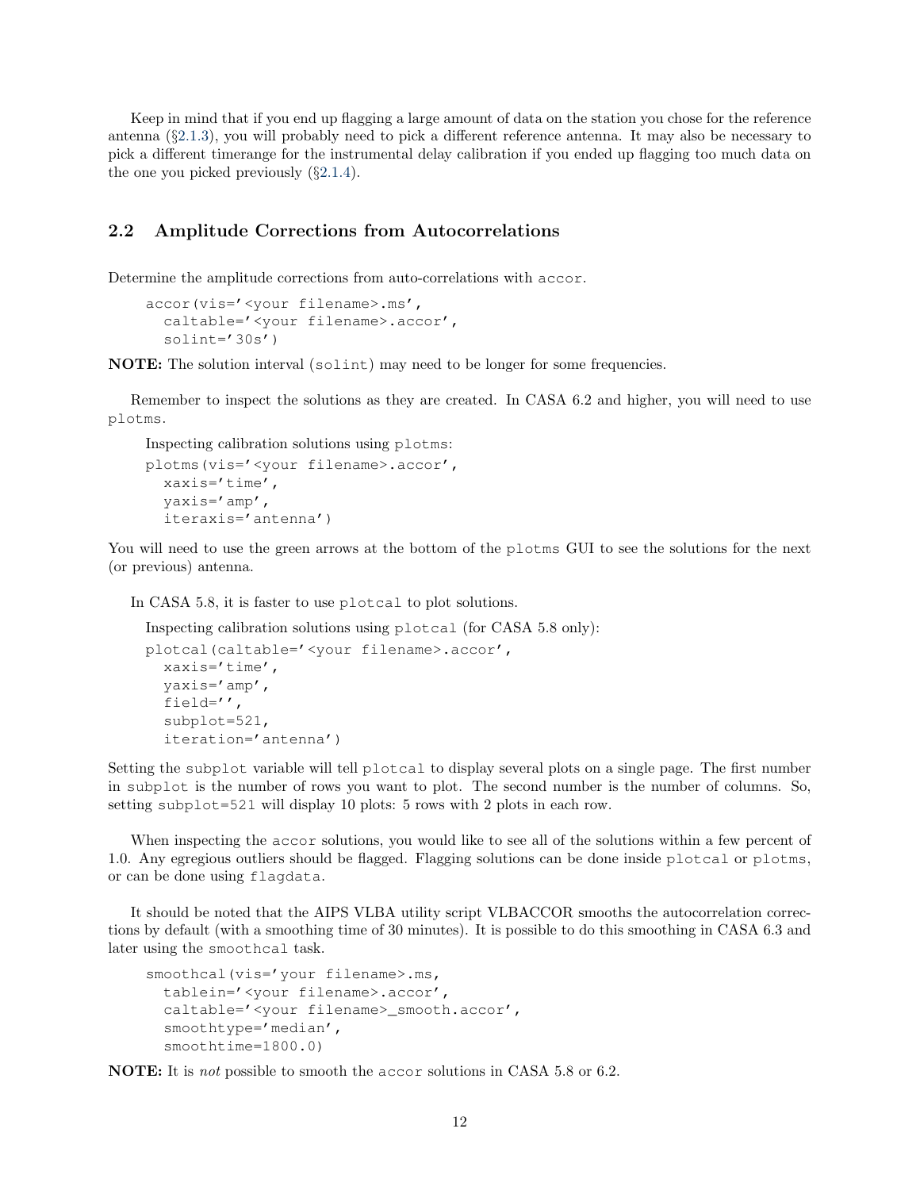Keep in mind that if you end up flagging a large amount of data on the station you chose for the reference antenna (§2.1.3), you will probably need to pick a different reference antenna. It may also be necessary to pick a different timerange for the instrumental delay calibration if you ended up flagging too much data on the one you picked previously (§2.1.4).

## 2.2 Amplitude Corrections from Autocorrelations

Determine the amplitude corrections from auto-correlations with `accor`.

```
accor(vis='<your filename>.ms',
  caltable='<your filename>.accor',
  solint='30s')
```

**NOTE:** The solution interval (`solint`) may need to be longer for some frequencies.

Remember to inspect the solutions as they are created. In CASA 6.2 and higher, you will need to use `plotms`.

Inspecting calibration solutions using `plotms`:

```
plotms(vis='<your filename>.accor',
  xaxis='time',
  yaxis='amp',
  iteraxis='antenna')
```

You will need to use the green arrows at the bottom of the `plotms` GUI to see the solutions for the next (or previous) antenna.

In CASA 5.8, it is faster to use `plotcal` to plot solutions.

Inspecting calibration solutions using `plotcal` (for CASA 5.8 only):

```
plotcal(caltable='<your filename>.accor',
  xaxis='time',
  yaxis='amp',
  field='',
  subplot=521,
  iteration='antenna')
```

Setting the `subplot` variable will tell `plotcal` to display several plots on a single page. The first number in `subplot` is the number of rows you want to plot. The second number is the number of columns. So, setting `subplot=521` will display 10 plots: 5 rows with 2 plots in each row.

When inspecting the `accor` solutions, you would like to see all of the solutions within a few percent of 1.0. Any egregious outliers should be flagged. Flagging solutions can be done inside `plotcal` or `plotms`, or can be done using `flagdata`.

It should be noted that the AIPS VLBA utility script VLBACCOR smooths the autocorrelation corrections by default (with a smoothing time of 30 minutes). It is possible to do this smoothing in CASA 6.3 and later using the `smoothcal` task.

```
smoothcal(vis='your filename>.ms,
  tablein='<your filename>.accor',
  caltable='<your filename>_smooth.accor',
  smoothtype='median',
  smoothtime=1800.0)
```

**NOTE:** It is *not* possible to smooth the `accor` solutions in CASA 5.8 or 6.2.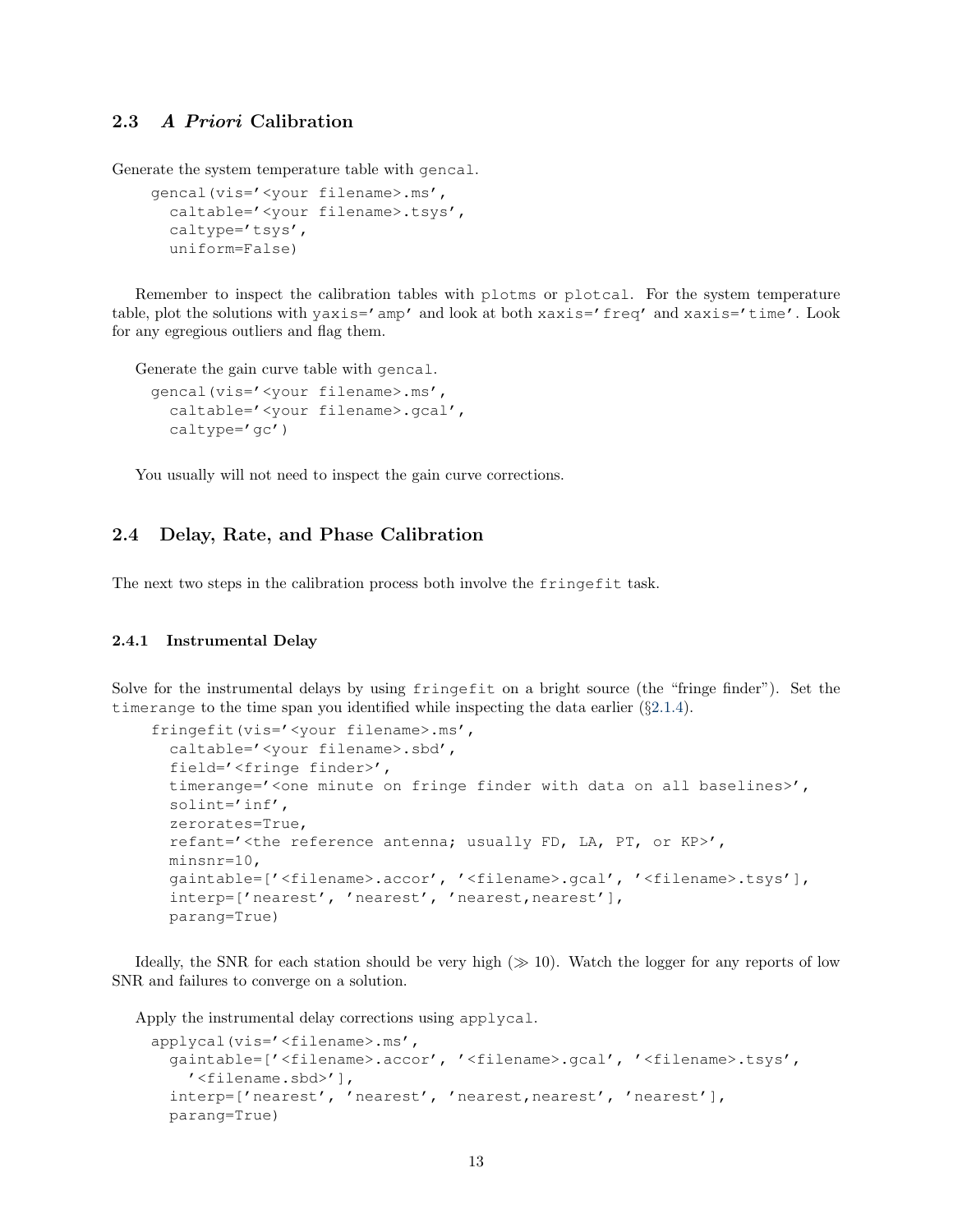## 2.3 *A Priori* Calibration

Generate the system temperature table with gencal.

```
gencal(vis='<your filename>.ms',
  caltable='<your filename>.tsys',
  caltype='tsys',
  uniform=False)
```

Remember to inspect the calibration tables with plotms or plotcal. For the system temperature table, plot the solutions with yaxis='amp' and look at both xaxis='freq' and xaxis='time'. Look for any egregious outliers and flag them.

Generate the gain curve table with gencal.

```
gencal(vis='<your filename>.ms',
  caltable='<your filename>.gcal',
  caltype='gc')
```

You usually will not need to inspect the gain curve corrections.

## 2.4 Delay, Rate, and Phase Calibration

The next two steps in the calibration process both involve the fringefit task.

### 2.4.1 Instrumental Delay

Solve for the instrumental delays by using fringefit on a bright source (the "fringe finder"). Set the timerange to the time span you identified while inspecting the data earlier (§2.1.4).

```
fringefit(vis='<your filename>.ms',
  caltable='<your filename>.sbd',
  field='<fringe finder>',
  timerange='<one minute on fringe finder with data on all baselines>',
  solint='inf',
  zerorates=True,
  refant='<the reference antenna; usually FD, LA, PT, or KP>',
  minsnr=10,
  gaintable=['<filename>.accor', '<filename>.gcal', '<filename>.tsys'],
  interp=['nearest', 'nearest', 'nearest,nearest'],
  parang=True)
```

Ideally, the SNR for each station should be very high ($\gg 10$). Watch the logger for any reports of low SNR and failures to converge on a solution.

Apply the instrumental delay corrections using applycal.

```
applycal(vis='<filename>.ms',
  gaintable=['<filename>.accor', '<filename>.gcal', '<filename>.tsys',
    '<filename.sbd>'],
  interp=['nearest', 'nearest', 'nearest,nearest', 'nearest'],
  parang=True)
```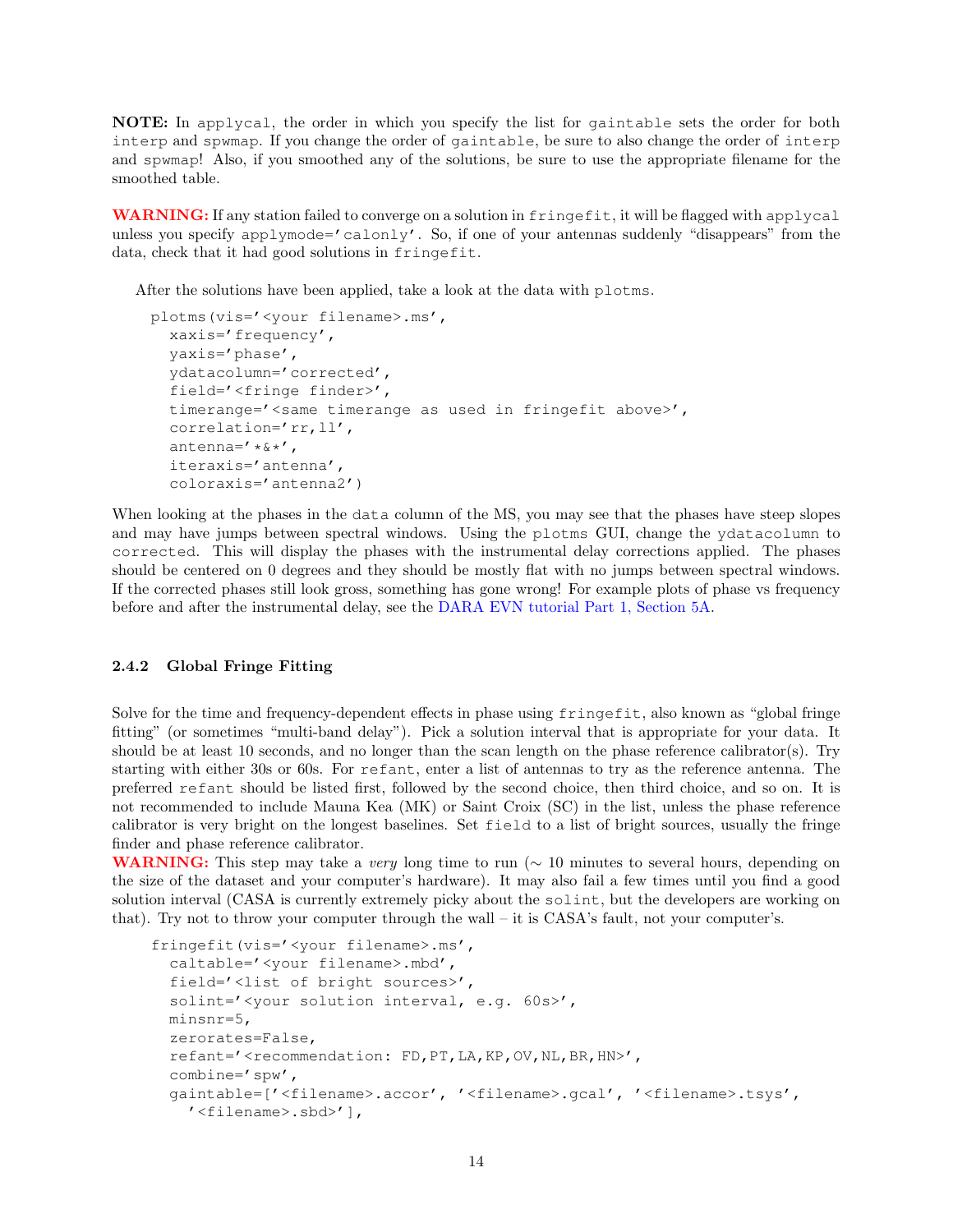**NOTE:** In `applycal`, the order in which you specify the list for `gaintable` sets the order for both `interp` and `spwmap`. If you change the order of `gaintable`, be sure to also change the order of `interp` and `spwmap`! Also, if you smoothed any of the solutions, be sure to use the appropriate filename for the smoothed table.

**WARNING:** If any station failed to converge on a solution in `fringefit`, it will be flagged with `applycal` unless you specify `applymode='calonly'`. So, if one of your antennas suddenly "disappears" from the data, check that it had good solutions in `fringefit`.

After the solutions have been applied, take a look at the data with `plotms`.

```
plotms(vis='<your filename>.ms',
  xaxis='frequency',
  yaxis='phase',
  ydatacolumn='corrected',
  field='<fringe finder>',
  timerange='<same timerange as used in fringefit above>',
  correlation='rr,ll',
  antenna='*&*',
  iteraxis='antenna',
  coloraxis='antenna2')
```

When looking at the phases in the `data` column of the MS, you may see that the phases have steep slopes and may have jumps between spectral windows. Using the `plotms` GUI, change the `ydatacolumn` to `corrected`. This will display the phases with the instrumental delay corrections applied. The phases should be centered on 0 degrees and they should be mostly flat with no jumps between spectral windows. If the corrected phases still look gross, something has gone wrong! For example plots of phase vs frequency before and after the instrumental delay, see the DARA EVN tutorial Part 1, Section 5A.

### 2.4.2 Global Fringe Fitting

Solve for the time and frequency-dependent effects in phase using `fringefit`, also known as "global fringe fitting" (or sometimes "multi-band delay"). Pick a solution interval that is appropriate for your data. It should be at least 10 seconds, and no longer than the scan length on the phase reference calibrator(s). Try starting with either 30s or 60s. For `refant`, enter a list of antennas to try as the reference antenna. The preferred `refant` should be listed first, followed by the second choice, then third choice, and so on. It is not recommended to include Mauna Kea (MK) or Saint Croix (SC) in the list, unless the phase reference calibrator is very bright on the longest baselines. Set `field` to a list of bright sources, usually the fringe finder and phase reference calibrator.

**WARNING:** This step may take a *very* long time to run ($\sim$ 10 minutes to several hours, depending on the size of the dataset and your computer's hardware). It may also fail a few times until you find a good solution interval (CASA is currently extremely picky about the `solint`, but the developers are working on that). Try not to throw your computer through the wall – it is CASA's fault, not your computer's.

```
fringefit(vis='<your filename>.ms',
  caltable='<your filename>.mbd',
  field='<list of bright sources>',
  solint='<your solution interval, e.g. 60s>',
  minsnr=5,
  zerorates=False,
  refant='<recommendation: FD,PT,LA,KP,OV,NL,BR,HN>',
  combine='spw',
  gaintable=['<filename>.accor', '<filename>.gcal', '<filename>.tsys',
    '<filename>.sbd'],
```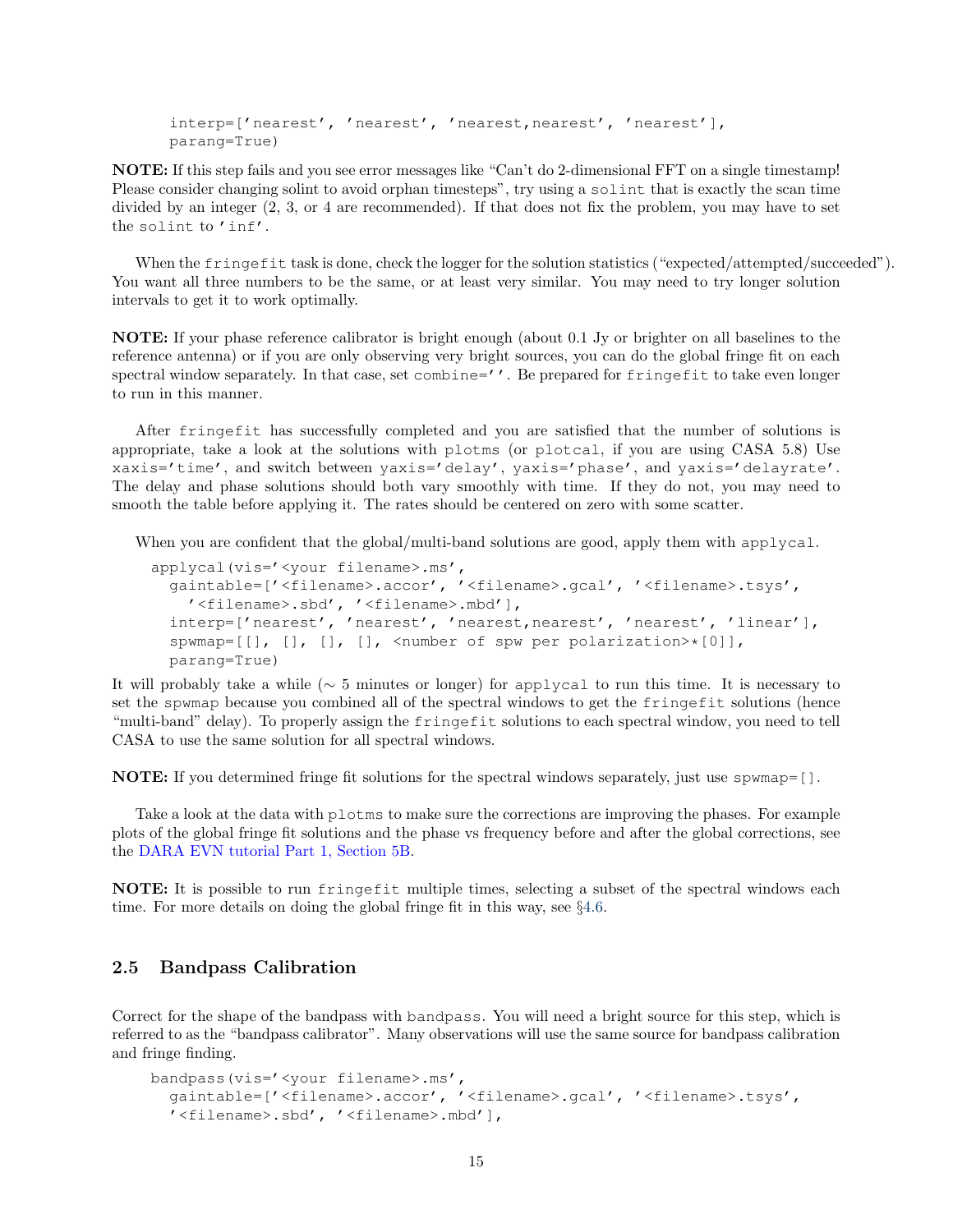```
    interp=['nearest', 'nearest', 'nearest,nearest', 'nearest'],
    parang=True)
```

**NOTE:** If this step fails and you see error messages like "Can't do 2-dimensional FFT on a single timestamp! Please consider changing solint to avoid orphan timesteps", try using a `solint` that is exactly the scan time divided by an integer (2, 3, or 4 are recommended). If that does not fix the problem, you may have to set the `solint` to `'inf'`.

When the `fringefit` task is done, check the logger for the solution statistics ("expected/attempted/succeeded"). You want all three numbers to be the same, or at least very similar. You may need to try longer solution intervals to get it to work optimally.

**NOTE:** If your phase reference calibrator is bright enough (about 0.1 Jy or brighter on all baselines to the reference antenna) or if you are only observing very bright sources, you can do the global fringe fit on each spectral window separately. In that case, set `combine=''`. Be prepared for `fringefit` to take even longer to run in this manner.

After `fringefit` has successfully completed and you are satisfied that the number of solutions is appropriate, take a look at the solutions with `plotms` (or `plotcal`, if you are using CASA 5.8) Use `xaxis='time'`, and switch between `yaxis='delay'`, `yaxis='phase'`, and `yaxis='delayrate'`. The delay and phase solutions should both vary smoothly with time. If they do not, you may need to smooth the table before applying it. The rates should be centered on zero with some scatter.

When you are confident that the global/multi-band solutions are good, apply them with `applycal`.

```
applycal(vis='<your filename>.ms',
    gaintable=['<filename>.accor', '<filename>.gcal', '<filename>.tsys',
      '<filename>.sbd', '<filename>.mbd'],
    interp=['nearest', 'nearest', 'nearest,nearest', 'nearest', 'linear'],
    spwmap=[[], [], [], [], <number of spw per polarization>*[0]],
    parang=True)
```

It will probably take a while (∼ 5 minutes or longer) for `applycal` to run this time. It is necessary to set the `spwmap` because you combined all of the spectral windows to get the `fringefit` solutions (hence "multi-band" delay). To properly assign the `fringefit` solutions to each spectral window, you need to tell CASA to use the same solution for all spectral windows.

**NOTE:** If you determined fringe fit solutions for the spectral windows separately, just use `spwmap=[]`.

Take a look at the data with `plotms` to make sure the corrections are improving the phases. For example plots of the global fringe fit solutions and the phase vs frequency before and after the global corrections, see the DARA EVN tutorial Part 1, Section 5B.

**NOTE:** It is possible to run `fringefit` multiple times, selecting a subset of the spectral windows each time. For more details on doing the global fringe fit in this way, see §4.6.

## 2.5 Bandpass Calibration

Correct for the shape of the bandpass with `bandpass`. You will need a bright source for this step, which is referred to as the "bandpass calibrator". Many observations will use the same source for bandpass calibration and fringe finding.

```
bandpass(vis='<your filename>.ms',
    gaintable=['<filename>.accor', '<filename>.gcal', '<filename>.tsys',
    '<filename>.sbd', '<filename>.mbd'],
```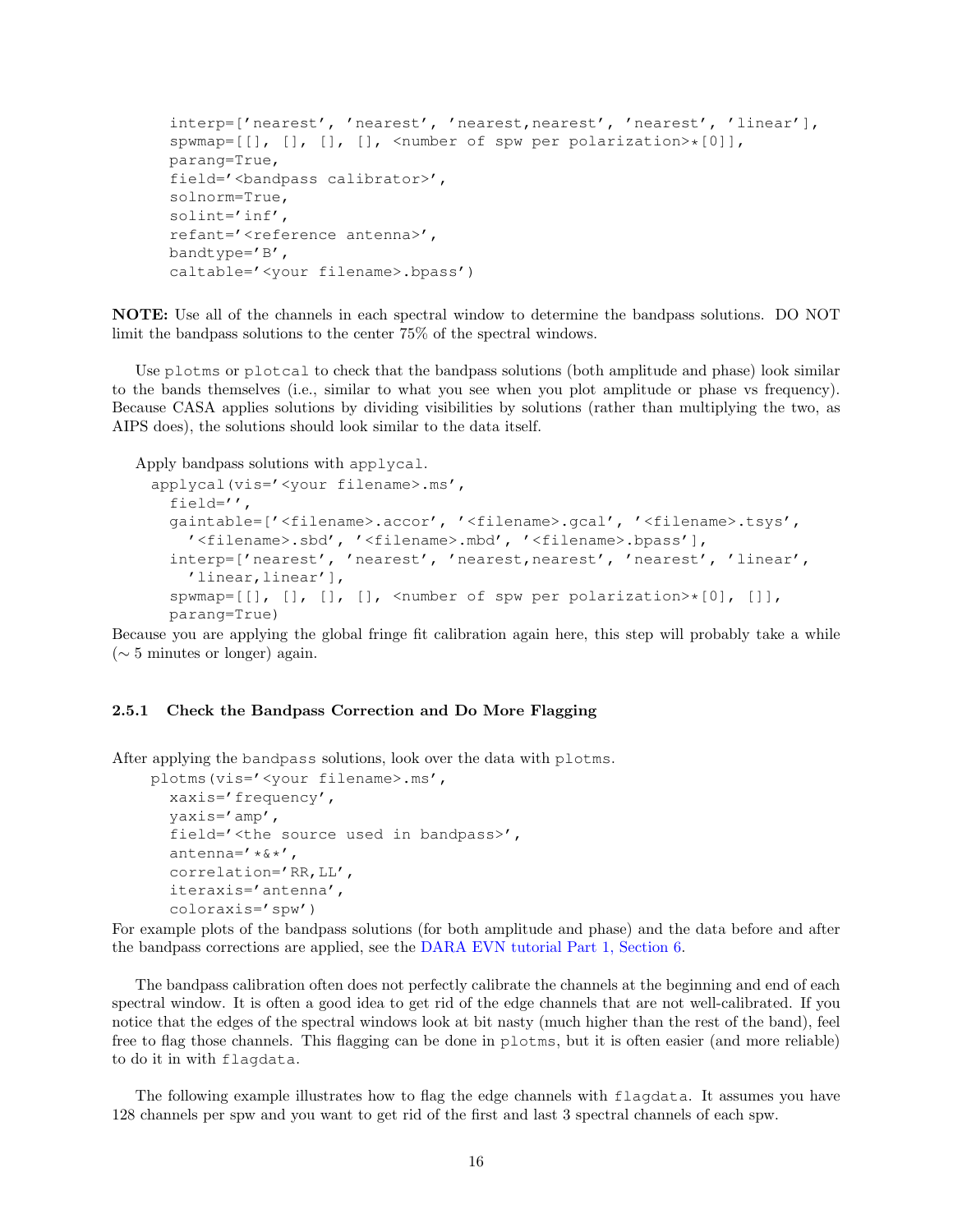```
    interp=['nearest', 'nearest', 'nearest,nearest', 'nearest', 'linear'],
    spwmap=[[], [], [], [], <number of spw per polarization>*[0]],
    parang=True,
    field='<bandpass calibrator>',
    solnorm=True,
    solint='inf',
    refant='<reference antenna>',
    bandtype='B',
    caltable='<your filename>.bpass')
```

**NOTE:** Use all of the channels in each spectral window to determine the bandpass solutions. DO NOT limit the bandpass solutions to the center 75% of the spectral windows.

Use `plotms` or `plotcal` to check that the bandpass solutions (both amplitude and phase) look similar to the bands themselves (i.e., similar to what you see when you plot amplitude or phase vs frequency). Because CASA applies solutions by dividing visibilities by solutions (rather than multiplying the two, as AIPS does), the solutions should look similar to the data itself.

Apply bandpass solutions with `applycal`.

```
applycal(vis='<your filename>.ms',
    field='',
    gaintable=['<filename>.accor', '<filename>.gcal', '<filename>.tsys',
      '<filename>.sbd', '<filename>.mbd', '<filename>.bpass'],
    interp=['nearest', 'nearest', 'nearest,nearest', 'nearest', 'linear',
      'linear,linear'],
    spwmap=[[], [], [], [], <number of spw per polarization>*[0], []],
    parang=True)
```

Because you are applying the global fringe fit calibration again here, this step will probably take a while ($\sim$ 5 minutes or longer) again.

### 2.5.1 Check the Bandpass Correction and Do More Flagging

After applying the `bandpass` solutions, look over the data with `plotms`.

```
plotms(vis='<your filename>.ms',
    xaxis='frequency',
    yaxis='amp',
    field='<the source used in bandpass>',
    antenna='*&*',
    correlation='RR,LL',
    iteraxis='antenna',
    coloraxis='spw')
```

For example plots of the bandpass solutions (for both amplitude and phase) and the data before and after the bandpass corrections are applied, see the DARA EVN tutorial Part 1, Section 6.

The bandpass calibration often does not perfectly calibrate the channels at the beginning and end of each spectral window. It is often a good idea to get rid of the edge channels that are not well-calibrated. If you notice that the edges of the spectral windows look at bit nasty (much higher than the rest of the band), feel free to flag those channels. This flagging can be done in `plotms`, but it is often easier (and more reliable) to do it in with `flagdata`.

The following example illustrates how to flag the edge channels with `flagdata`. It assumes you have 128 channels per spw and you want to get rid of the first and last 3 spectral channels of each spw.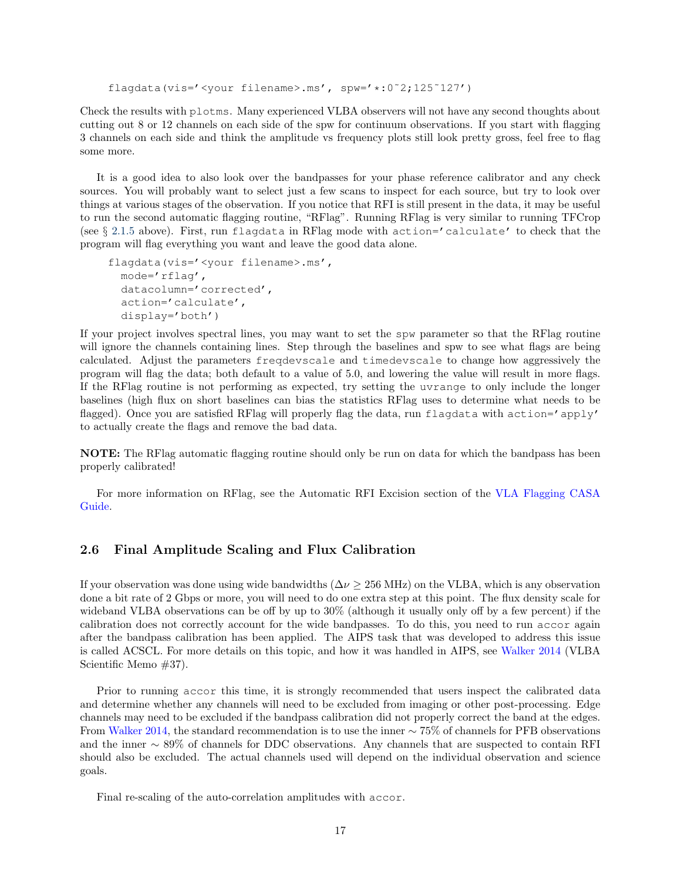```
flagdata(vis='<your filename>.ms', spw='*:0~2;125~127')
```

Check the results with plotms. Many experienced VLBA observers will not have any second thoughts about cutting out 8 or 12 channels on each side of the spw for continuum observations. If you start with flagging 3 channels on each side and think the amplitude vs frequency plots still look pretty gross, feel free to flag some more.

It is a good idea to also look over the bandpasses for your phase reference calibrator and any check sources. You will probably want to select just a few scans to inspect for each source, but try to look over things at various stages of the observation. If you notice that RFI is still present in the data, it may be useful to run the second automatic flagging routine, "RFlag". Running RFlag is very similar to running TFCrop (see § 2.1.5 above). First, run flagdata in RFlag mode with action='calculate' to check that the program will flag everything you want and leave the good data alone.

```
flagdata(vis='<your filename>.ms',
  mode='rflag',
  datacolumn='corrected',
  action='calculate',
  display='both')
```

If your project involves spectral lines, you may want to set the spw parameter so that the RFlag routine will ignore the channels containing lines. Step through the baselines and spw to see what flags are being calculated. Adjust the parameters freqdevscale and timedevscale to change how aggressively the program will flag the data; both default to a value of 5.0, and lowering the value will result in more flags. If the RFlag routine is not performing as expected, try setting the uvrange to only include the longer baselines (high flux on short baselines can bias the statistics RFlag uses to determine what needs to be flagged). Once you are satisfied RFlag will properly flag the data, run flagdata with action='apply' to actually create the flags and remove the bad data.

**NOTE:** The RFlag automatic flagging routine should only be run on data for which the bandpass has been properly calibrated!

For more information on RFlag, see the Automatic RFI Excision section of the VLA Flagging CASA Guide.

## 2.6 Final Amplitude Scaling and Flux Calibration

If your observation was done using wide bandwidths ($\Delta\nu \geq 256$ MHz) on the VLBA, which is any observation done a bit rate of 2 Gbps or more, you will need to do one extra step at this point. The flux density scale for wideband VLBA observations can be off by up to 30% (although it usually only off by a few percent) if the calibration does not correctly account for the wide bandpasses. To do this, you need to run accor again after the bandpass calibration has been applied. The AIPS task that was developed to address this issue is called ACSCL. For more details on this topic, and how it was handled in AIPS, see Walker 2014 (VLBA Scientific Memo #37).

Prior to running accor this time, it is strongly recommended that users inspect the calibrated data and determine whether any channels will need to be excluded from imaging or other post-processing. Edge channels may need to be excluded if the bandpass calibration did not properly correct the band at the edges. From Walker 2014, the standard recommendation is to use the inner $\sim 75\%$ of channels for PFB observations and the inner $\sim 89\%$ of channels for DDC observations. Any channels that are suspected to contain RFI should also be excluded. The actual channels used will depend on the individual observation and science goals.

Final re-scaling of the auto-correlation amplitudes with accor.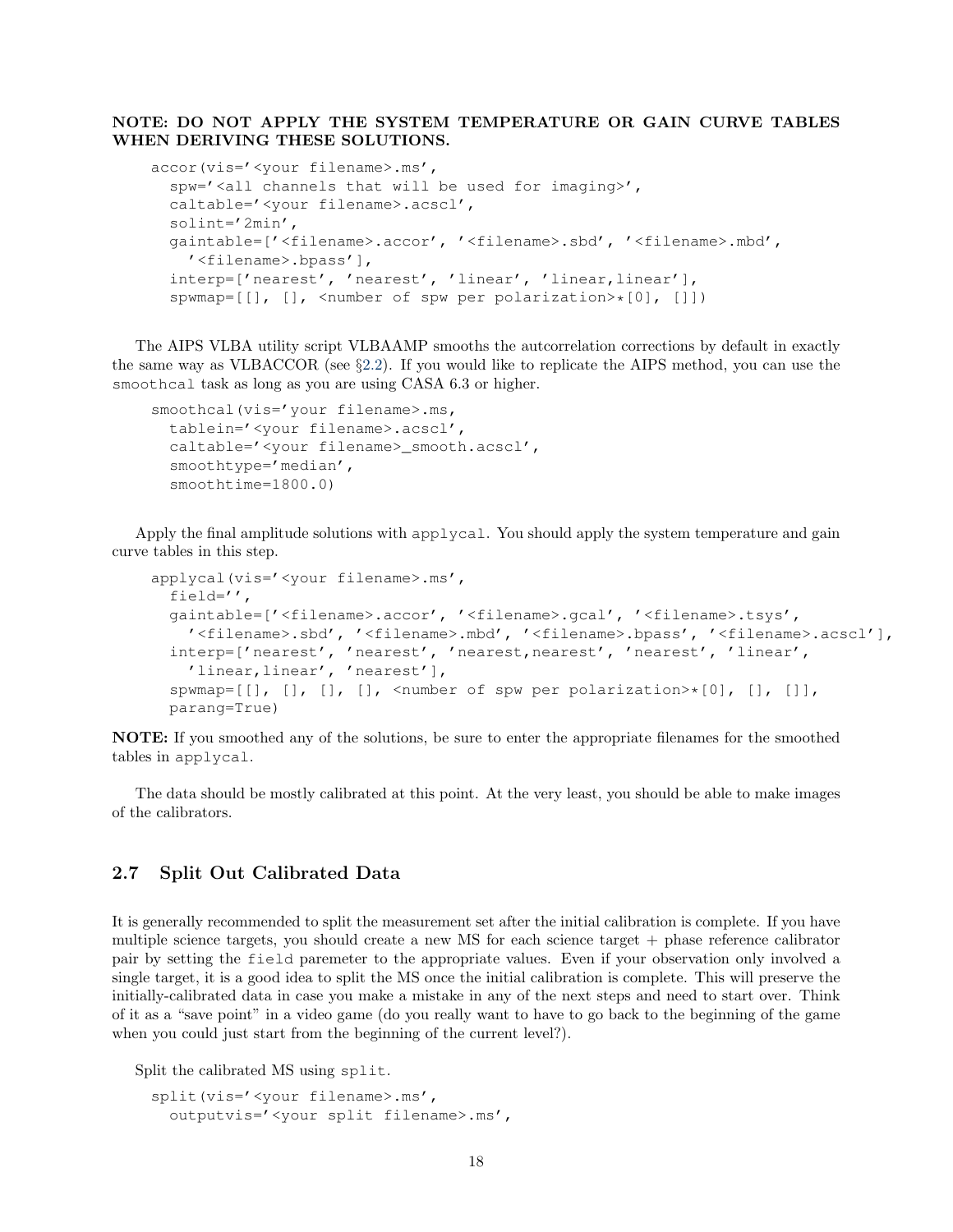**NOTE: DO NOT APPLY THE SYSTEM TEMPERATURE OR GAIN CURVE TABLES WHEN DERIVING THESE SOLUTIONS.**

```
accor(vis='<your filename>.ms',
  spw='<all channels that will be used for imaging>',
  caltable='<your filename>.acscl',
  solint='2min',
  gaintable=['<filename>.accor', '<filename>.sbd', '<filename>.mbd',
    '<filename>.bpass'],
  interp=['nearest', 'nearest', 'linear', 'linear,linear'],
  spwmap=[[], [], <number of spw per polarization>*[0], []])
```

The AIPS VLBA utility script VLBAAMP smooths the autcorrelation corrections by default in exactly the same way as VLBACCOR (see §2.2). If you would like to replicate the AIPS method, you can use the smoothcal task as long as you are using CASA 6.3 or higher.

```
smoothcal(vis='your filename>.ms,
  tablein='<your filename>.acscl',
  caltable='<your filename>_smooth.acscl',
  smoothtype='median',
  smoothtime=1800.0)
```

Apply the final amplitude solutions with applycal. You should apply the system temperature and gain curve tables in this step.

```
applycal(vis='<your filename>.ms',
  field='',
  gaintable=['<filename>.accor', '<filename>.gcal', '<filename>.tsys',
    '<filename>.sbd', '<filename>.mbd', '<filename>.bpass', '<filename>.acscl'],
  interp=['nearest', 'nearest', 'nearest,nearest', 'nearest', 'linear',
    'linear,linear', 'nearest'],
  spwmap=[[], [], [], [], <number of spw per polarization>*[0], [], []],
  parang=True)
```

**NOTE:** If you smoothed any of the solutions, be sure to enter the appropriate filenames for the smoothed tables in applycal.

The data should be mostly calibrated at this point. At the very least, you should be able to make images of the calibrators.

## 2.7 Split Out Calibrated Data

It is generally recommended to split the measurement set after the initial calibration is complete. If you have multiple science targets, you should create a new MS for each science target + phase reference calibrator pair by setting the field paremeter to the appropriate values. Even if your observation only involved a single target, it is a good idea to split the MS once the initial calibration is complete. This will preserve the initially-calibrated data in case you make a mistake in any of the next steps and need to start over. Think of it as a "save point" in a video game (do you really want to have to go back to the beginning of the game when you could just start from the beginning of the current level?).

Split the calibrated MS using split.

```
split(vis='<your filename>.ms',
  outputvis='<your split filename>.ms',
```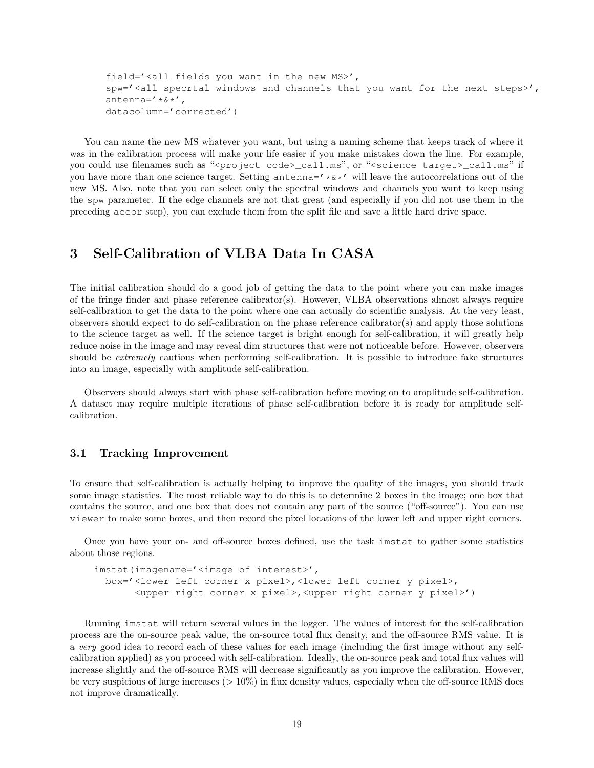```
    field='<all fields you want in the new MS>',
    spw='<all specrtal windows and channels that you want for the next steps>',
    antenna='*&*',
    datacolumn='corrected')
```

You can name the new MS whatever you want, but using a naming scheme that keeps track of where it was in the calibration process will make your life easier if you make mistakes down the line. For example, you could use filenames such as "`<project code>_cal1.ms`", or "`<science target>_cal1.ms`" if you have more than one science target. Setting `antenna='*&*'` will leave the autocorrelations out of the new MS. Also, note that you can select only the spectral windows and channels you want to keep using the `spw` parameter. If the edge channels are not that great (and especially if you did not use them in the preceding `accor` step), you can exclude them from the split file and save a little hard drive space.

## 3 Self-Calibration of VLBA Data In CASA

The initial calibration should do a good job of getting the data to the point where you can make images of the fringe finder and phase reference calibrator(s). However, VLBA observations almost always require self-calibration to get the data to the point where one can actually do scientific analysis. At the very least, observers should expect to do self-calibration on the phase reference calibrator(s) and apply those solutions to the science target as well. If the science target is bright enough for self-calibration, it will greatly help reduce noise in the image and may reveal dim structures that were not noticeable before. However, observers should be *extremely* cautious when performing self-calibration. It is possible to introduce fake structures into an image, especially with amplitude self-calibration.

Observers should always start with phase self-calibration before moving on to amplitude self-calibration. A dataset may require multiple iterations of phase self-calibration before it is ready for amplitude self-calibration.

### 3.1 Tracking Improvement

To ensure that self-calibration is actually helping to improve the quality of the images, you should track some image statistics. The most reliable way to do this is to determine 2 boxes in the image; one box that contains the source, and one box that does not contain any part of the source ("off-source"). You can use `viewer` to make some boxes, and then record the pixel locations of the lower left and upper right corners.

Once you have your on- and off-source boxes defined, use the task `imstat` to gather some statistics about those regions.

```
imstat(imagename='<image of interest>',
  box='<lower left corner x pixel>,<lower left corner y pixel>,
       <upper right corner x pixel>,<upper right corner y pixel>')
```

Running `imstat` will return several values in the logger. The values of interest for the self-calibration process are the on-source peak value, the on-source total flux density, and the off-source RMS value. It is a *very* good idea to record each of these values for each image (including the first image without any self-calibration applied) as you proceed with self-calibration. Ideally, the on-source peak and total flux values will increase slightly and the off-source RMS will decrease significantly as you improve the calibration. However, be very suspicious of large increases (> 10%) in flux density values, especially when the off-source RMS does not improve dramatically.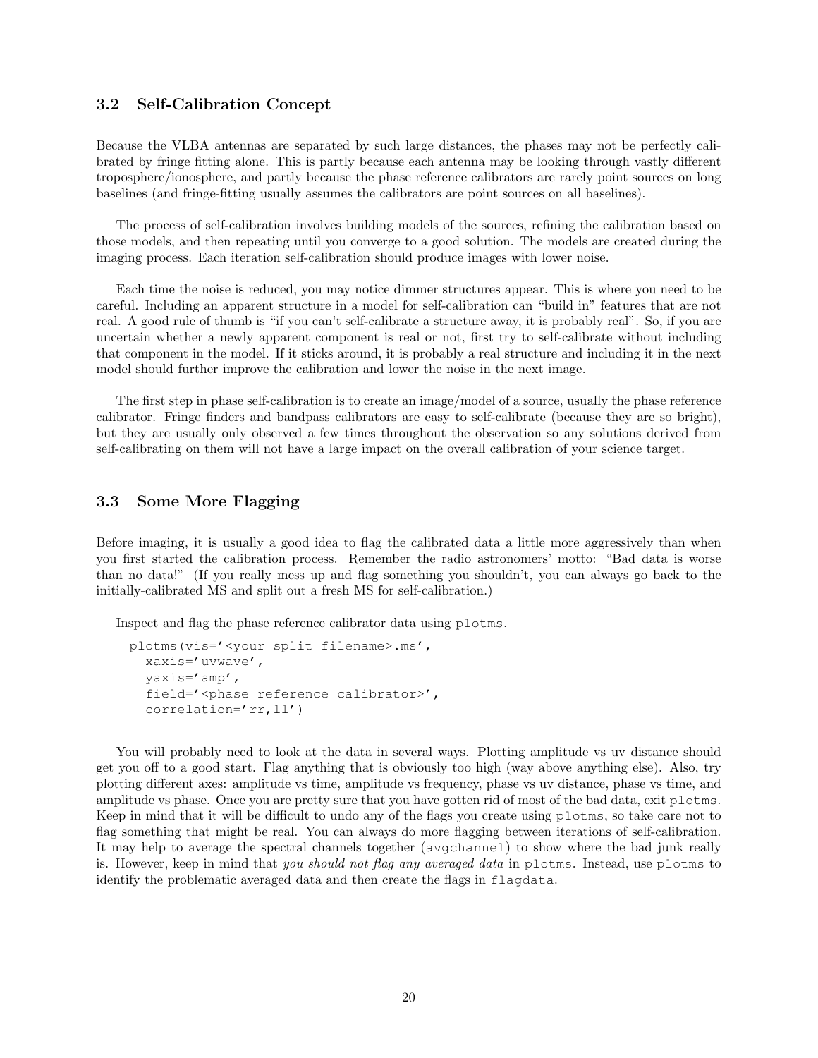### 3.2 Self-Calibration Concept

Because the VLBA antennas are separated by such large distances, the phases may not be perfectly calibrated by fringe fitting alone. This is partly because each antenna may be looking through vastly different troposphere/ionosphere, and partly because the phase reference calibrators are rarely point sources on long baselines (and fringe-fitting usually assumes the calibrators are point sources on all baselines).

The process of self-calibration involves building models of the sources, refining the calibration based on those models, and then repeating until you converge to a good solution. The models are created during the imaging process. Each iteration self-calibration should produce images with lower noise.

Each time the noise is reduced, you may notice dimmer structures appear. This is where you need to be careful. Including an apparent structure in a model for self-calibration can "build in" features that are not real. A good rule of thumb is "if you can't self-calibrate a structure away, it is probably real". So, if you are uncertain whether a newly apparent component is real or not, first try to self-calibrate without including that component in the model. If it sticks around, it is probably a real structure and including it in the next model should further improve the calibration and lower the noise in the next image.

The first step in phase self-calibration is to create an image/model of a source, usually the phase reference calibrator. Fringe finders and bandpass calibrators are easy to self-calibrate (because they are so bright), but they are usually only observed a few times throughout the observation so any solutions derived from self-calibrating on them will not have a large impact on the overall calibration of your science target.

### 3.3 Some More Flagging

Before imaging, it is usually a good idea to flag the calibrated data a little more aggressively than when you first started the calibration process. Remember the radio astronomers' motto: "Bad data is worse than no data!" (If you really mess up and flag something you shouldn't, you can always go back to the initially-calibrated MS and split out a fresh MS for self-calibration.)

Inspect and flag the phase reference calibrator data using `plotms`.

```
plotms(vis='<your split filename>.ms',
  xaxis='uvwave',
  yaxis='amp',
  field='<phase reference calibrator>',
  correlation='rr,ll')
```

You will probably need to look at the data in several ways. Plotting amplitude vs uv distance should get you off to a good start. Flag anything that is obviously too high (way above anything else). Also, try plotting different axes: amplitude vs time, amplitude vs frequency, phase vs uv distance, phase vs time, and amplitude vs phase. Once you are pretty sure that you have gotten rid of most of the bad data, exit `plotms`. Keep in mind that it will be difficult to undo any of the flags you create using `plotms`, so take care not to flag something that might be real. You can always do more flagging between iterations of self-calibration. It may help to average the spectral channels together (`avgchannel`) to show where the bad junk really is. However, keep in mind that *you should not flag any averaged data* in `plotms`. Instead, use `plotms` to identify the problematic averaged data and then create the flags in `flagdata`.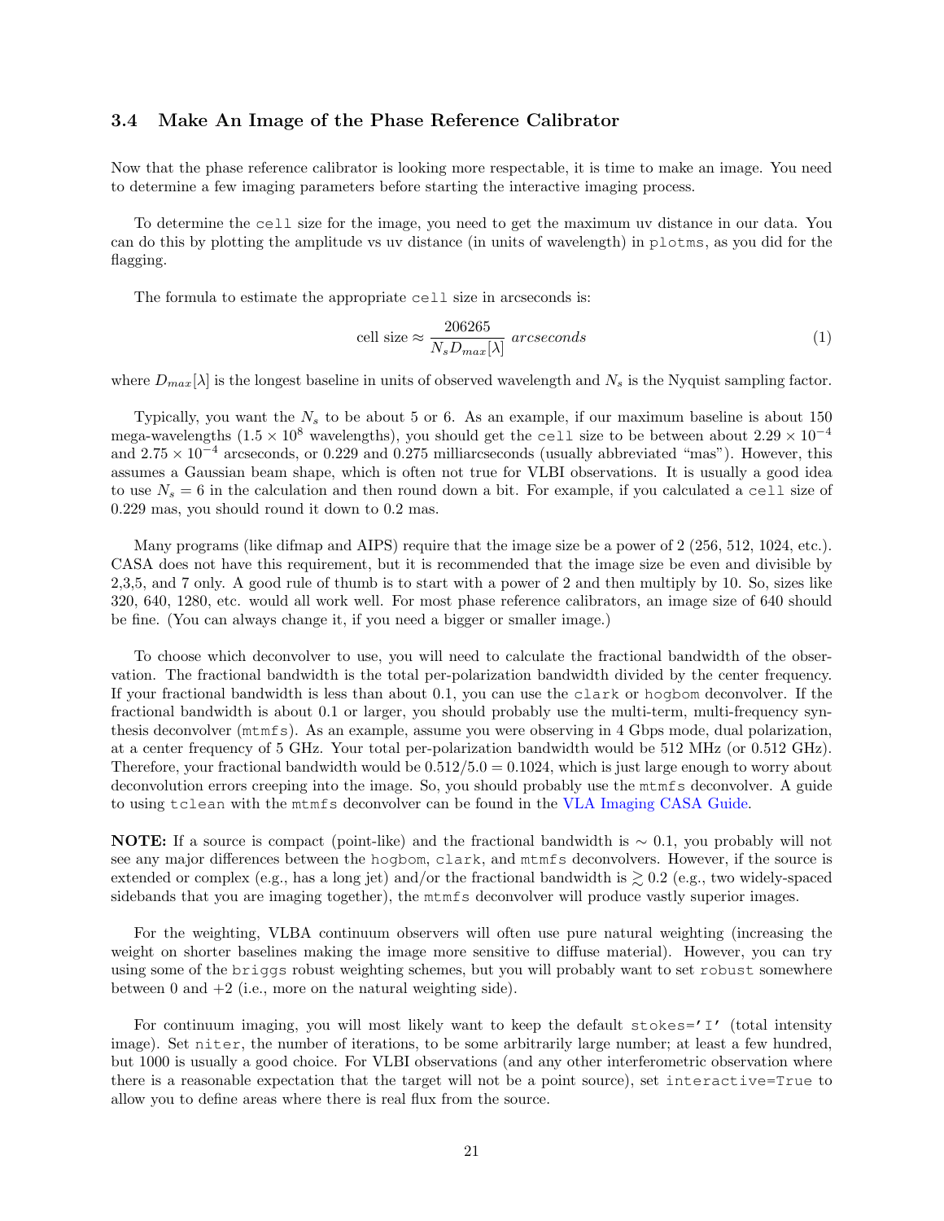### 3.4 Make An Image of the Phase Reference Calibrator

Now that the phase reference calibrator is looking more respectable, it is time to make an image. You need to determine a few imaging parameters before starting the interactive imaging process.

To determine the `cell` size for the image, you need to get the maximum uv distance in our data. You can do this by plotting the amplitude vs uv distance (in units of wavelength) in `plotms`, as you did for the flagging.

The formula to estimate the appropriate `cell` size in arcseconds is:

$$\text{cell size} \approx \frac{206265}{N_s D_{max}[\lambda]} \; arcseconds \tag{1}$$

where $D_{max}[\lambda]$ is the longest baseline in units of observed wavelength and $N_s$ is the Nyquist sampling factor.

Typically, you want the $N_s$ to be about 5 or 6. As an example, if our maximum baseline is about 150 mega-wavelengths ($1.5 \times 10^8$ wavelengths), you should get the `cell` size to be between about $2.29 \times 10^{-4}$ and $2.75 \times 10^{-4}$ arcseconds, or 0.229 and 0.275 milliarcseconds (usually abbreviated "mas"). However, this assumes a Gaussian beam shape, which is often not true for VLBI observations. It is usually a good idea to use $N_s = 6$ in the calculation and then round down a bit. For example, if you calculated a `cell` size of 0.229 mas, you should round it down to 0.2 mas.

Many programs (like difmap and AIPS) require that the image size be a power of 2 (256, 512, 1024, etc.). CASA does not have this requirement, but it is recommended that the image size be even and divisible by 2,3,5, and 7 only. A good rule of thumb is to start with a power of 2 and then multiply by 10. So, sizes like 320, 640, 1280, etc. would all work well. For most phase reference calibrators, an image size of 640 should be fine. (You can always change it, if you need a bigger or smaller image.)

To choose which deconvolver to use, you will need to calculate the fractional bandwidth of the observation. The fractional bandwidth is the total per-polarization bandwidth divided by the center frequency. If your fractional bandwidth is less than about 0.1, you can use the `clark` or `hogbom` deconvolver. If the fractional bandwidth is about 0.1 or larger, you should probably use the multi-term, multi-frequency synthesis deconvolver (`mtmfs`). As an example, assume you were observing in 4 Gbps mode, dual polarization, at a center frequency of 5 GHz. Your total per-polarization bandwidth would be 512 MHz (or 0.512 GHz). Therefore, your fractional bandwidth would be $0.512/5.0 = 0.1024$, which is just large enough to worry about deconvolution errors creeping into the image. So, you should probably use the `mtmfs` deconvolver. A guide to using `tclean` with the `mtmfs` deconvolver can be found in the VLA Imaging CASA Guide.

**NOTE:** If a source is compact (point-like) and the fractional bandwidth is $\sim 0.1$, you probably will not see any major differences between the `hogbom`, `clark`, and `mtmfs` deconvolvers. However, if the source is extended or complex (e.g., has a long jet) and/or the fractional bandwidth is $\gtrsim 0.2$ (e.g., two widely-spaced sidebands that you are imaging together), the `mtmfs` deconvolver will produce vastly superior images.

For the weighting, VLBA continuum observers will often use pure natural weighting (increasing the weight on shorter baselines making the image more sensitive to diffuse material). However, you can try using some of the `briggs` robust weighting schemes, but you will probably want to set `robust` somewhere between 0 and +2 (i.e., more on the natural weighting side).

For continuum imaging, you will most likely want to keep the default `stokes='I'` (total intensity image). Set `niter`, the number of iterations, to be some arbitrarily large number; at least a few hundred, but 1000 is usually a good choice. For VLBI observations (and any other interferometric observation where there is a reasonable expectation that the target will not be a point source), set `interactive=True` to allow you to define areas where there is real flux from the source.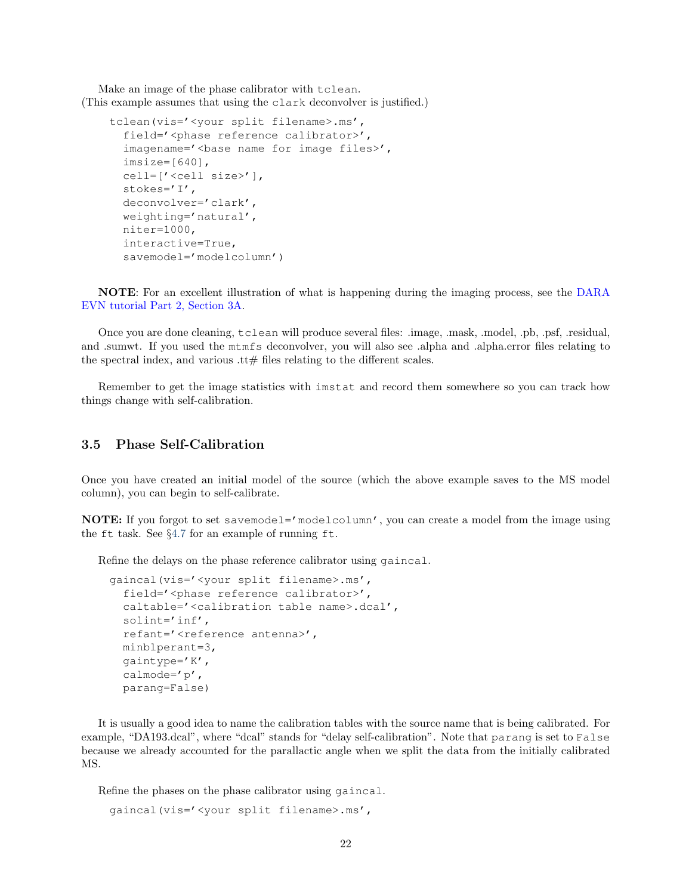Make an image of the phase calibrator with tclean.
(This example assumes that using the clark deconvolver is justified.)

```
tclean(vis='<your split filename>.ms',
  field='<phase reference calibrator>',
  imagename='<base name for image files>',
  imsize=[640],
  cell=['<cell size>'],
  stokes='I',
  deconvolver='clark',
  weighting='natural',
  niter=1000,
  interactive=True,
  savemodel='modelcolumn')
```

**NOTE**: For an excellent illustration of what is happening during the imaging process, see the DARA EVN tutorial Part 2, Section 3A.

Once you are done cleaning, tclean will produce several files: .image, .mask, .model, .pb, .psf, .residual, and .sumwt. If you used the mtmfs deconvolver, you will also see .alpha and .alpha.error files relating to the spectral index, and various .tt# files relating to the different scales.

Remember to get the image statistics with imstat and record them somewhere so you can track how things change with self-calibration.

### 3.5 Phase Self-Calibration

Once you have created an initial model of the source (which the above example saves to the MS model column), you can begin to self-calibrate.

**NOTE:** If you forgot to set savemodel='modelcolumn', you can create a model from the image using the ft task. See §4.7 for an example of running ft.

Refine the delays on the phase reference calibrator using gaincal.

```
gaincal(vis='<your split filename>.ms',
  field='<phase reference calibrator>',
  caltable='<calibration table name>.dcal',
  solint='inf',
  refant='<reference antenna>',
  minblperant=3,
  gaintype='K',
  calmode='p',
  parang=False)
```

It is usually a good idea to name the calibration tables with the source name that is being calibrated. For example, "DA193.dcal", where "dcal" stands for "delay self-calibration". Note that parang is set to False because we already accounted for the parallactic angle when we split the data from the initially calibrated MS.

Refine the phases on the phase calibrator using gaincal.

```
gaincal(vis='<your split filename>.ms',
```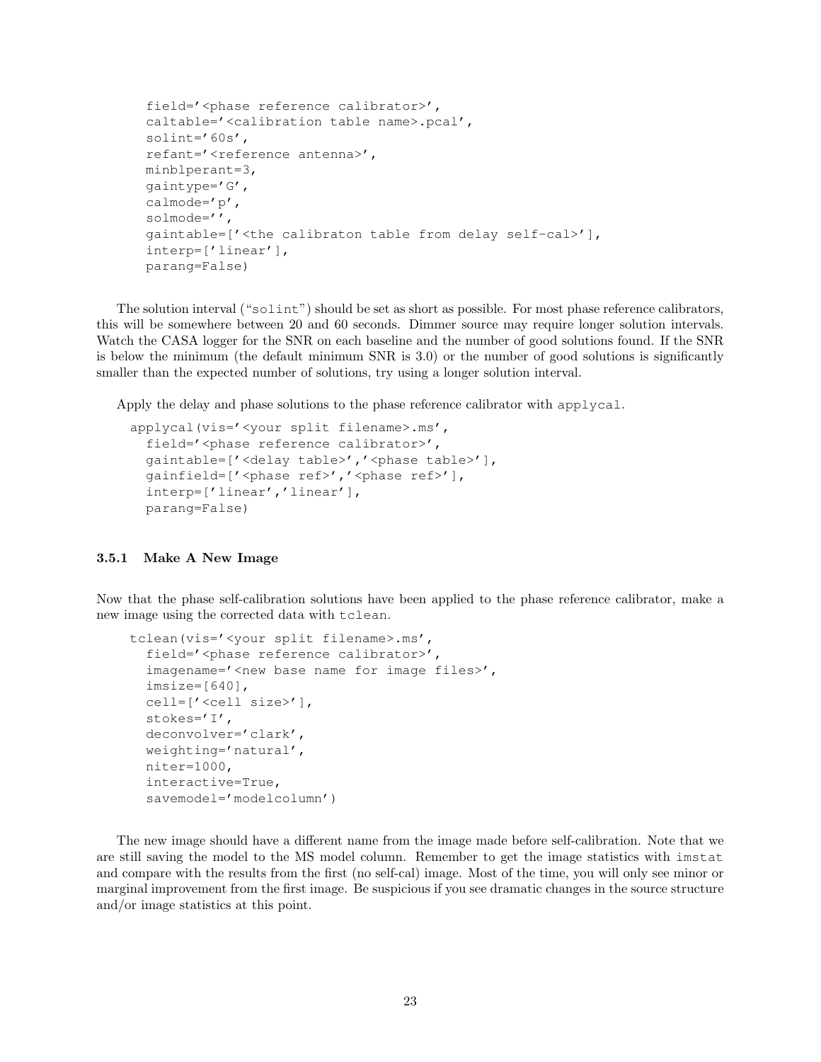```
    field='<phase reference calibrator>',
    caltable='<calibration table name>.pcal',
    solint='60s',
    refant='<reference antenna>',
    minblperant=3,
    gaintype='G',
    calmode='p',
    solmode='',
    gaintable=['<the calibraton table from delay self-cal>'],
    interp=['linear'],
    parang=False)
```

The solution interval ("solint") should be set as short as possible. For most phase reference calibrators, this will be somewhere between 20 and 60 seconds. Dimmer source may require longer solution intervals. Watch the CASA logger for the SNR on each baseline and the number of good solutions found. If the SNR is below the minimum (the default minimum SNR is 3.0) or the number of good solutions is significantly smaller than the expected number of solutions, try using a longer solution interval.

Apply the delay and phase solutions to the phase reference calibrator with applycal.

```
applycal(vis='<your split filename>.ms',
  field='<phase reference calibrator>',
  gaintable=['<delay table>','<phase table>'],
  gainfield=['<phase ref>','<phase ref>'],
  interp=['linear','linear'],
  parang=False)
```

### 3.5.1 Make A New Image

Now that the phase self-calibration solutions have been applied to the phase reference calibrator, make a new image using the corrected data with tclean.

```
tclean(vis='<your split filename>.ms',
  field='<phase reference calibrator>',
  imagename='<new base name for image files>',
  imsize=[640],
  cell=['<cell size>'],
  stokes='I',
  deconvolver='clark',
  weighting='natural',
  niter=1000,
  interactive=True,
  savemodel='modelcolumn')
```

The new image should have a different name from the image made before self-calibration. Note that we are still saving the model to the MS model column. Remember to get the image statistics with imstat and compare with the results from the first (no self-cal) image. Most of the time, you will only see minor or marginal improvement from the first image. Be suspicious if you see dramatic changes in the source structure and/or image statistics at this point.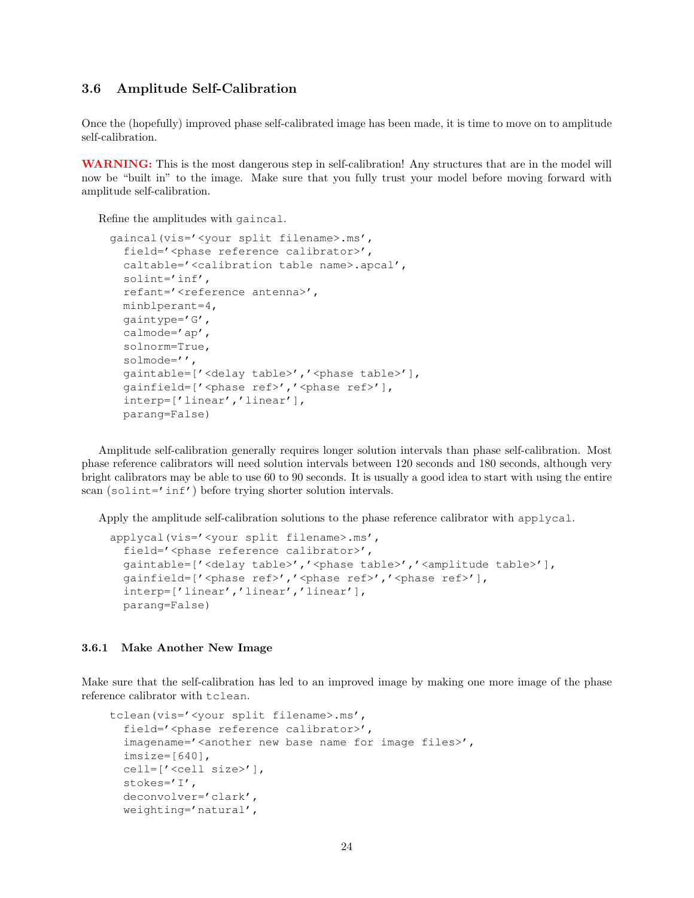## 3.6 Amplitude Self-Calibration

Once the (hopefully) improved phase self-calibrated image has been made, it is time to move on to amplitude self-calibration.

**WARNING:** This is the most dangerous step in self-calibration! Any structures that are in the model will now be "built in" to the image. Make sure that you fully trust your model before moving forward with amplitude self-calibration.

Refine the amplitudes with `gaincal`.

```
gaincal(vis='<your split filename>.ms',
  field='<phase reference calibrator>',
  caltable='<calibration table name>.apcal',
  solint='inf',
  refant='<reference antenna>',
  minblperant=4,
  gaintype='G',
  calmode='ap',
  solnorm=True,
  solmode='',
  gaintable=['<delay table>','<phase table>'],
  gainfield=['<phase ref>','<phase ref>'],
  interp=['linear','linear'],
  parang=False)
```

Amplitude self-calibration generally requires longer solution intervals than phase self-calibration. Most phase reference calibrators will need solution intervals between 120 seconds and 180 seconds, although very bright calibrators may be able to use 60 to 90 seconds. It is usually a good idea to start with using the entire scan (`solint='inf'`) before trying shorter solution intervals.

Apply the amplitude self-calibration solutions to the phase reference calibrator with `applycal`.

```
applycal(vis='<your split filename>.ms',
  field='<phase reference calibrator>',
  gaintable=['<delay table>','<phase table>','<amplitude table>'],
  gainfield=['<phase ref>','<phase ref>','<phase ref>'],
  interp=['linear','linear','linear'],
  parang=False)
```

### 3.6.1 Make Another New Image

Make sure that the self-calibration has led to an improved image by making one more image of the phase reference calibrator with `tclean`.

```
tclean(vis='<your split filename>.ms',
  field='<phase reference calibrator>',
  imagename='<another new base name for image files>',
  imsize=[640],
  cell=['<cell size>'],
  stokes='I',
  deconvolver='clark',
  weighting='natural',
```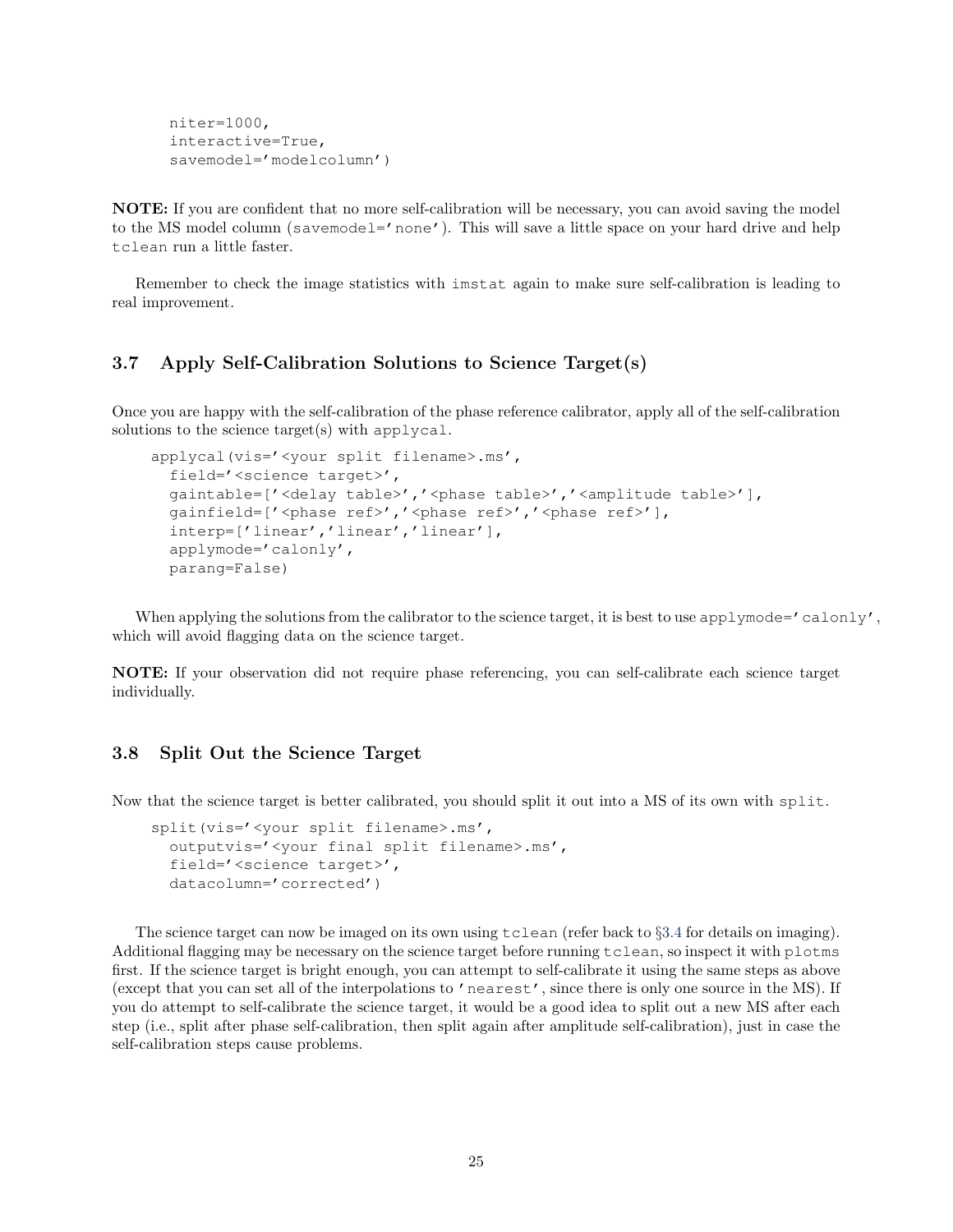```
    niter=1000,
    interactive=True,
    savemodel='modelcolumn')
```

**NOTE:** If you are confident that no more self-calibration will be necessary, you can avoid saving the model to the MS model column (savemodel='none'). This will save a little space on your hard drive and help tclean run a little faster.

Remember to check the image statistics with imstat again to make sure self-calibration is leading to real improvement.

### 3.7 Apply Self-Calibration Solutions to Science Target(s)

Once you are happy with the self-calibration of the phase reference calibrator, apply all of the self-calibration solutions to the science target(s) with applycal.

```
applycal(vis='<your split filename>.ms',
  field='<science target>',
  gaintable=['<delay table>','<phase table>','<amplitude table>'],
  gainfield=['<phase ref>','<phase ref>','<phase ref>'],
  interp=['linear','linear','linear'],
  applymode='calonly',
  parang=False)
```

When applying the solutions from the calibrator to the science target, it is best to use applymode='calonly', which will avoid flagging data on the science target.

**NOTE:** If your observation did not require phase referencing, you can self-calibrate each science target individually.

### 3.8 Split Out the Science Target

Now that the science target is better calibrated, you should split it out into a MS of its own with split.

```
split(vis='<your split filename>.ms',
  outputvis='<your final split filename>.ms',
  field='<science target>',
  datacolumn='corrected')
```

The science target can now be imaged on its own using tclean (refer back to §3.4 for details on imaging). Additional flagging may be necessary on the science target before running tclean, so inspect it with plotms first. If the science target is bright enough, you can attempt to self-calibrate it using the same steps as above (except that you can set all of the interpolations to 'nearest', since there is only one source in the MS). If you do attempt to self-calibrate the science target, it would be a good idea to split out a new MS after each step (i.e., split after phase self-calibration, then split again after amplitude self-calibration), just in case the self-calibration steps cause problems.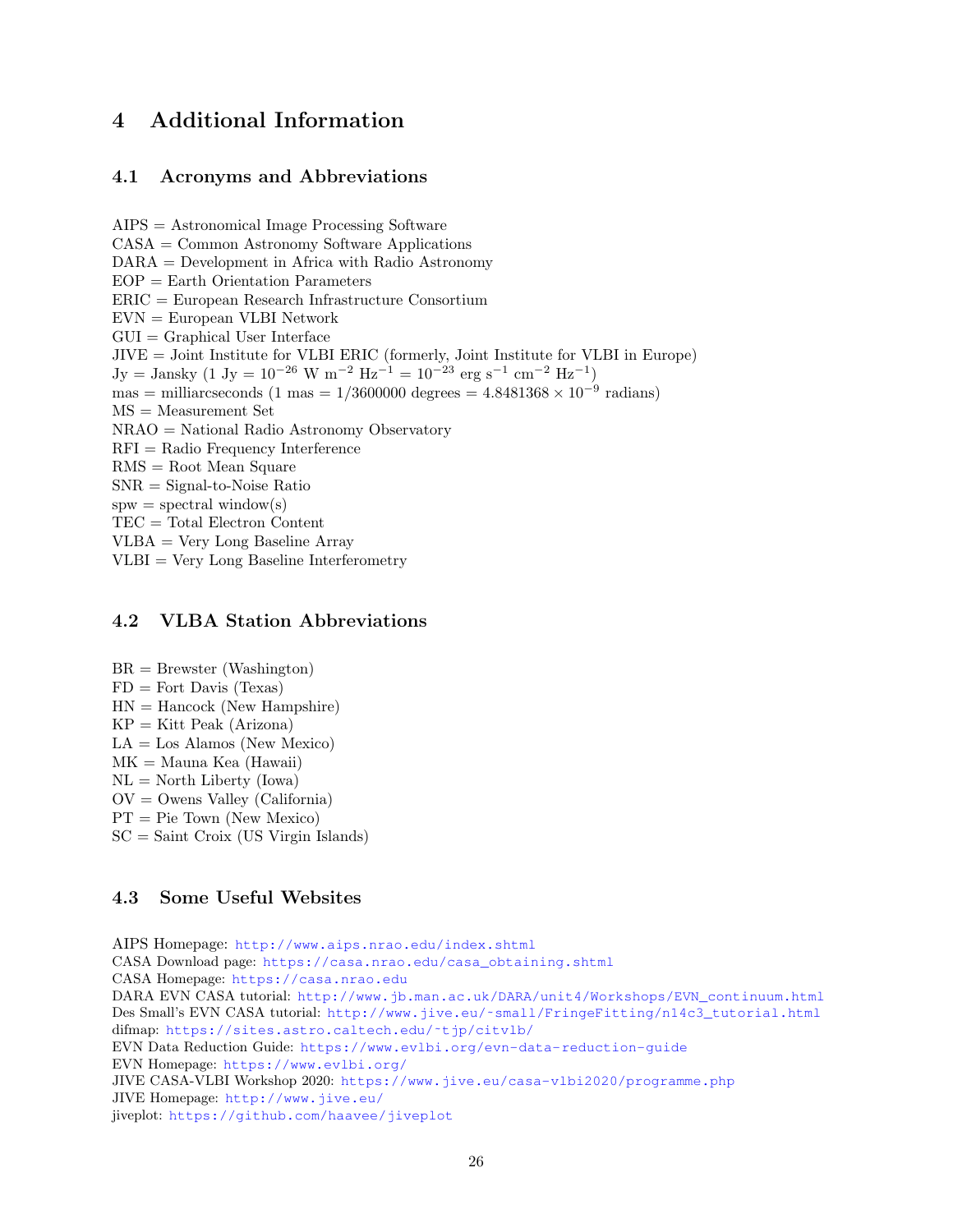# 4 Additional Information

## 4.1 Acronyms and Abbreviations

AIPS = Astronomical Image Processing Software
CASA = Common Astronomy Software Applications
DARA = Development in Africa with Radio Astronomy
EOP = Earth Orientation Parameters
ERIC = European Research Infrastructure Consortium
EVN = European VLBI Network
GUI = Graphical User Interface
JIVE = Joint Institute for VLBI ERIC (formerly, Joint Institute for VLBI in Europe)
Jy = Jansky (1 Jy = $10^{-26}$ W $m^{-2}$ $Hz^{-1}$ = $10^{-23}$ erg $s^{-1}$ $cm^{-2}$ $Hz^{-1}$)
mas = milliarcseconds (1 mas = 1/3600000 degrees = $4.8481368 \times 10^{-9}$ radians)
MS = Measurement Set
NRAO = National Radio Astronomy Observatory
RFI = Radio Frequency Interference
RMS = Root Mean Square
SNR = Signal-to-Noise Ratio
spw = spectral window(s)
TEC = Total Electron Content
VLBA = Very Long Baseline Array
VLBI = Very Long Baseline Interferometry

## 4.2 VLBA Station Abbreviations

BR = Brewster (Washington)
FD = Fort Davis (Texas)
HN = Hancock (New Hampshire)
KP = Kitt Peak (Arizona)
LA = Los Alamos (New Mexico)
MK = Mauna Kea (Hawaii)
NL = North Liberty (Iowa)
OV = Owens Valley (California)
PT = Pie Town (New Mexico)
SC = Saint Croix (US Virgin Islands)

## 4.3 Some Useful Websites

AIPS Homepage: http://www.aips.nrao.edu/index.shtml
CASA Download page: https://casa.nrao.edu/casa_obtaining.shtml
CASA Homepage: https://casa.nrao.edu
DARA EVN CASA tutorial: http://www.jb.man.ac.uk/DARA/unit4/Workshops/EVN_continuum.html
Des Small's EVN CASA tutorial: http://www.jive.eu/~small/FringeFitting/n14c3_tutorial.html
difmap: https://sites.astro.caltech.edu/~tjp/citvlb/
EVN Data Reduction Guide: https://www.evlbi.org/evn-data-reduction-guide
EVN Homepage: https://www.evlbi.org/
JIVE CASA-VLBI Workshop 2020: https://www.jive.eu/casa-vlbi2020/programme.php
JIVE Homepage: http://www.jive.eu/
jiveplot: https://github.com/haavee/jiveplot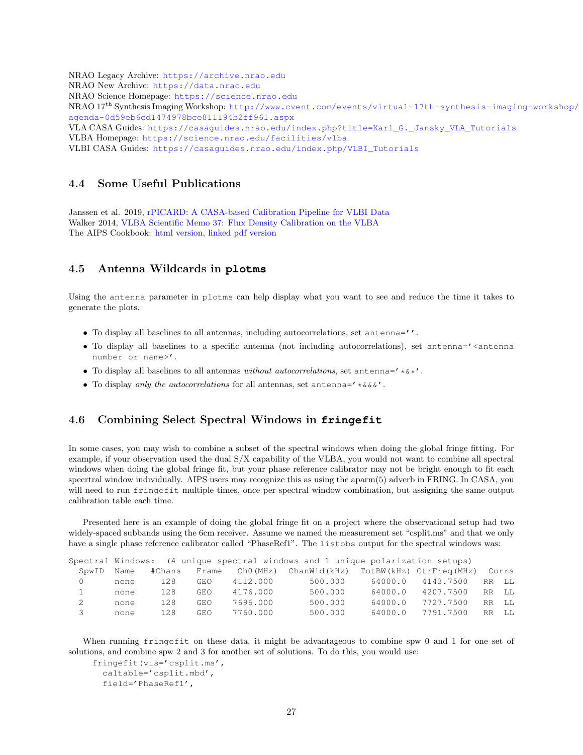NRAO Legacy Archive: https://archive.nrao.edu
NRAO New Archive: https://data.nrao.edu
NRAO Science Homepage: https://science.nrao.edu
NRAO 17th Synthesis Imaging Workshop: http://www.cvent.com/events/virtual-17th-synthesis-imaging-workshop/agenda-0d59eb6cd1474978bce811194b2ff961.aspx
VLA CASA Guides: https://casaguides.nrao.edu/index.php?title=Karl_G._Jansky_VLA_Tutorials
VLBA Homepage: https://science.nrao.edu/facilities/vlba
VLBI CASA Guides: https://casaguides.nrao.edu/index.php/VLBI_Tutorials

## 4.4 Some Useful Publications

Janssen et al. 2019, rPICARD: A CASA-based Calibration Pipeline for VLBI Data
Walker 2014, VLBA Scientific Memo 37: Flux Density Calibration on the VLBA
The AIPS Cookbook: html version, linked pdf version

## 4.5 Antenna Wildcards in **plotms**

Using the antenna parameter in plotms can help display what you want to see and reduce the time it takes to generate the plots.

- To display all baselines to all antennas, including autocorrelations, set antenna=''.
- To display all baselines to a specific antenna (not including autocorrelations), set antenna='<antenna number or name>'.
- To display all baselines to all antennas *without autocorrelations*, set antenna='*&*'.
- To display *only the autocorrelations* for all antennas, set antenna='*&&&'.

## 4.6 Combining Select Spectral Windows in **fringefit**

In some cases, you may wish to combine a subset of the spectral windows when doing the global fringe fitting. For example, if your observation used the dual S/X capability of the VLBA, you would not want to combine all spectral windows when doing the global fringe fit, but your phase reference calibrator may not be bright enough to fit each specrtral window individually. AIPS users may recognize this as using the aparm(5) adverb in FRING. In CASA, you will need to run fringefit multiple times, once per spectral window combination, but assigning the same output calibration table each time.

Presented here is an example of doing the global fringe fit on a project where the observational setup had two widely-spaced subbands using the 6cm receiver. Assume we named the measurement set "csplit.ms" and that we only have a single phase reference calibrator called "PhaseRef1". The listobs output for the spectral windows was:

```
Spectral Windows:  (4 unique spectral windows and 1 unique polarization setups)
  SpwID  Name   #Chans   Frame   Ch0(MHz)  ChanWid(kHz)  TotBW(kHz) CtrFreq(MHz)  Corrs
  0      none     128    GEO    4112.000      500.000     64000.0   4143.7500   RR  LL
  1      none     128    GEO    4176.000      500.000     64000.0   4207.7500   RR  LL
  2      none     128    GEO    7696.000      500.000     64000.0   7727.7500   RR  LL
  3      none     128    GEO    7760.000      500.000     64000.0   7791.7500   RR  LL
```

When running fringefit on these data, it might be advantageous to combine spw 0 and 1 for one set of solutions, and combine spw 2 and 3 for another set of solutions. To do this, you would use:

```
fringefit(vis='csplit.ms',
  caltable='csplit.mbd',
  field='PhaseRef1',
```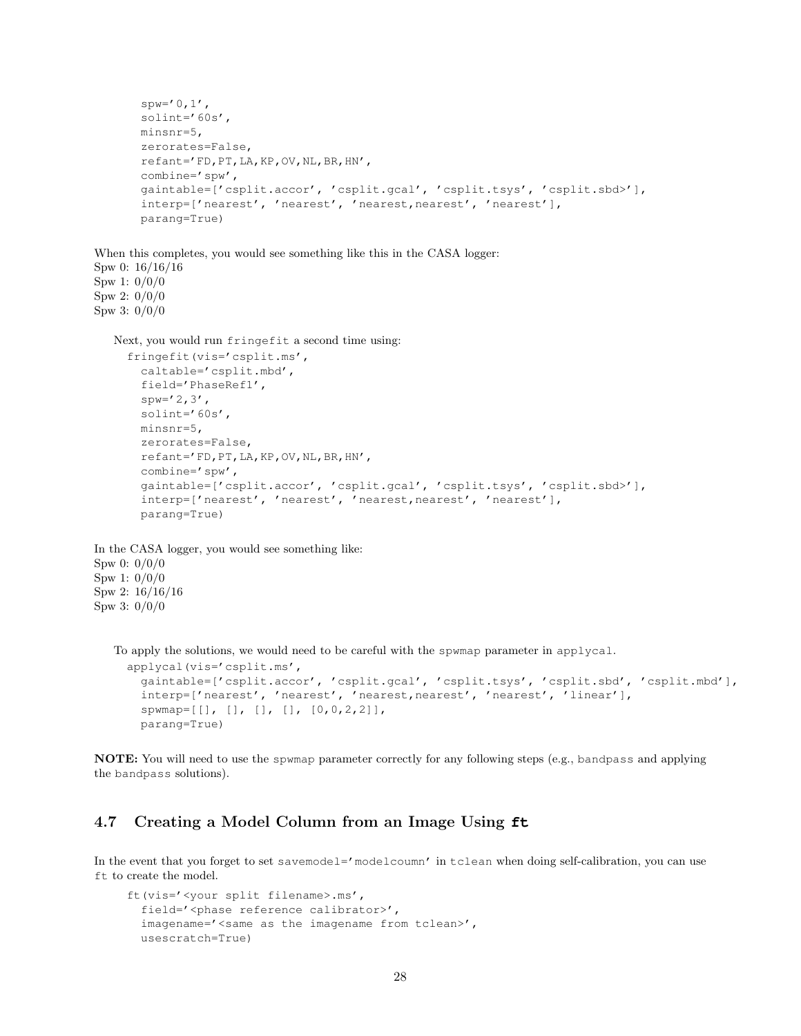```
    spw='0,1',
    solint='60s',
    minsnr=5,
    zerorates=False,
    refant='FD,PT,LA,KP,OV,NL,BR,HN',
    combine='spw',
    gaintable=['csplit.accor', 'csplit.gcal', 'csplit.tsys', 'csplit.sbd>'],
    interp=['nearest', 'nearest', 'nearest,nearest', 'nearest'],
    parang=True)
```

When this completes, you would see something like this in the CASA logger:
Spw 0: 16/16/16
Spw 1: 0/0/0
Spw 2: 0/0/0
Spw 3: 0/0/0

Next, you would run fringefit a second time using:

```
fringefit(vis='csplit.ms',
  caltable='csplit.mbd',
  field='PhaseRef1',
  spw='2,3',
  solint='60s',
  minsnr=5,
  zerorates=False,
  refant='FD,PT,LA,KP,OV,NL,BR,HN',
  combine='spw',
  gaintable=['csplit.accor', 'csplit.gcal', 'csplit.tsys', 'csplit.sbd>'],
  interp=['nearest', 'nearest', 'nearest,nearest', 'nearest'],
  parang=True)
```

In the CASA logger, you would see something like:
Spw 0: 0/0/0
Spw 1: 0/0/0
Spw 2: 16/16/16
Spw 3: 0/0/0

To apply the solutions, we would need to be careful with the spwmap parameter in applycal.

```
applycal(vis='csplit.ms',
  gaintable=['csplit.accor', 'csplit.gcal', 'csplit.tsys', 'csplit.sbd', 'csplit.mbd'],
  interp=['nearest', 'nearest', 'nearest,nearest', 'nearest', 'linear'],
  spwmap=[[], [], [], [], [0,0,2,2]],
  parang=True)
```

**NOTE:** You will need to use the spwmap parameter correctly for any following steps (e.g., bandpass and applying the bandpass solutions).

## 4.7 Creating a Model Column from an Image Using ft

In the event that you forget to set savemodel='modelcoumn' in tclean when doing self-calibration, you can use ft to create the model.

```
ft(vis='<your split filename>.ms',
  field='<phase reference calibrator>',
  imagename='<same as the imagename from tclean>',
  usescratch=True)
```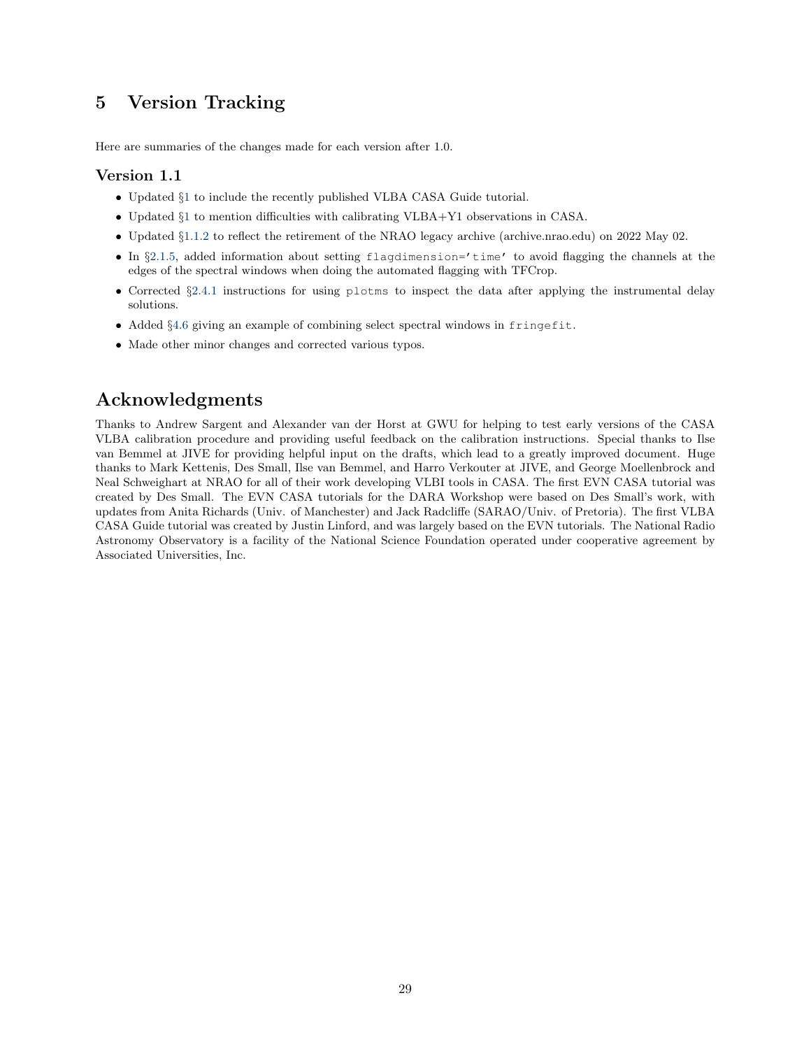# 5 Version Tracking

Here are summaries of the changes made for each version after 1.0.

### Version 1.1

- Updated §1 to include the recently published VLBA CASA Guide tutorial.
- Updated §1 to mention difficulties with calibrating VLBA+Y1 observations in CASA.
- Updated §1.1.2 to reflect the retirement of the NRAO legacy archive (archive.nrao.edu) on 2022 May 02.
- In §2.1.5, added information about setting `flagdimension='time'` to avoid flagging the channels at the edges of the spectral windows when doing the automated flagging with TFCrop.
- Corrected §2.4.1 instructions for using `plotms` to inspect the data after applying the instrumental delay solutions.
- Added §4.6 giving an example of combining select spectral windows in `fringefit`.
- Made other minor changes and corrected various typos.

## Acknowledgments

Thanks to Andrew Sargent and Alexander van der Horst at GWU for helping to test early versions of the CASA VLBA calibration procedure and providing useful feedback on the calibration instructions. Special thanks to Ilse van Bemmel at JIVE for providing helpful input on the drafts, which lead to a greatly improved document. Huge thanks to Mark Kettenis, Des Small, Ilse van Bemmel, and Harro Verkouter at JIVE, and George Moellenbrock and Neal Schweighart at NRAO for all of their work developing VLBI tools in CASA. The first EVN CASA tutorial was created by Des Small. The EVN CASA tutorials for the DARA Workshop were based on Des Small's work, with updates from Anita Richards (Univ. of Manchester) and Jack Radcliffe (SARAO/Univ. of Pretoria). The first VLBA CASA Guide tutorial was created by Justin Linford, and was largely based on the EVN tutorials. The National Radio Astronomy Observatory is a facility of the National Science Foundation operated under cooperative agreement by Associated Universities, Inc.